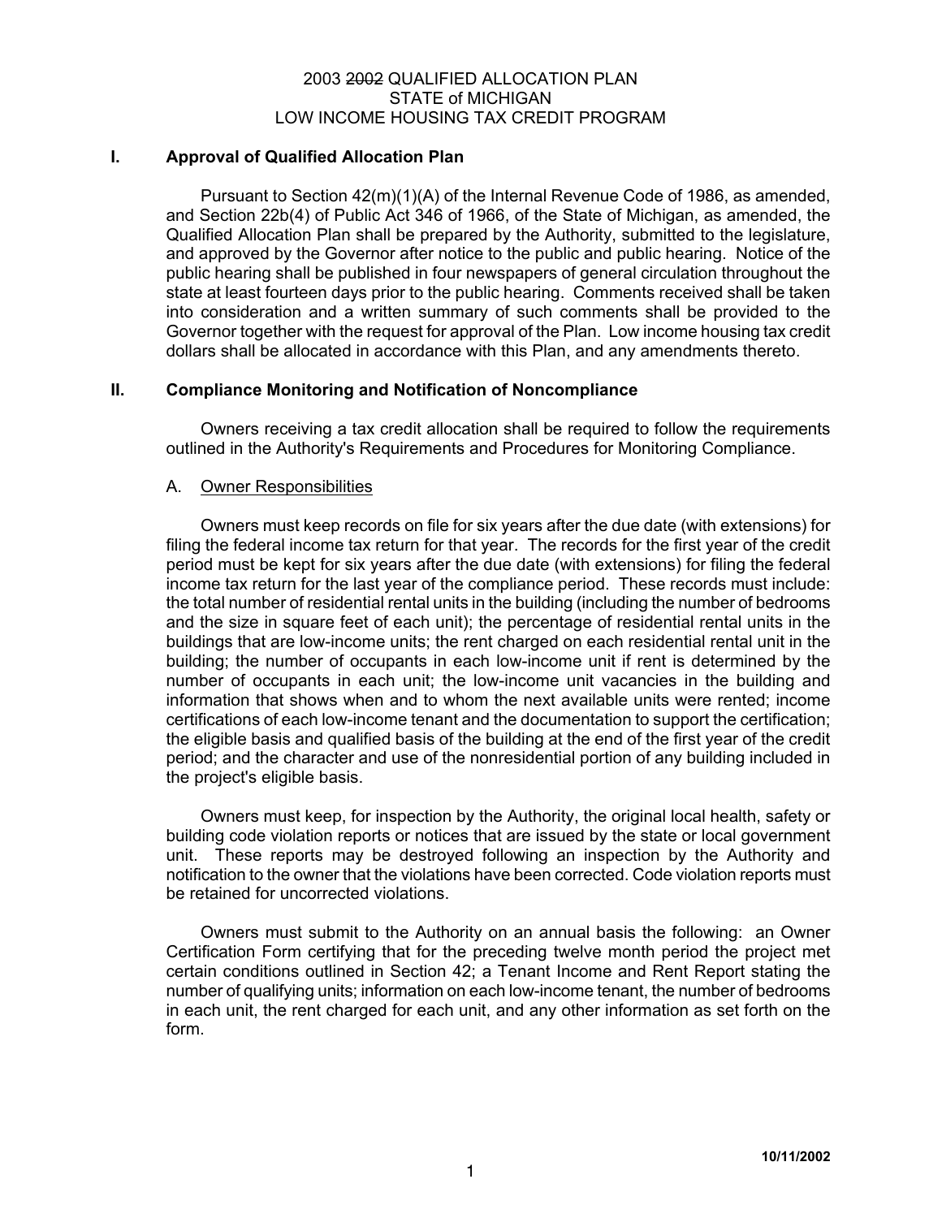# 2003 ~~2002~~ QUALIFIED ALLOCATION PLAN
# STATE of MICHIGAN
# LOW INCOME HOUSING TAX CREDIT PROGRAM

## I. Approval of Qualified Allocation Plan

Pursuant to Section 42(m)(1)(A) of the Internal Revenue Code of 1986, as amended, and Section 22b(4) of Public Act 346 of 1966, of the State of Michigan, as amended, the Qualified Allocation Plan shall be prepared by the Authority, submitted to the legislature, and approved by the Governor after notice to the public and public hearing. Notice of the public hearing shall be published in four newspapers of general circulation throughout the state at least fourteen days prior to the public hearing. Comments received shall be taken into consideration and a written summary of such comments shall be provided to the Governor together with the request for approval of the Plan. Low income housing tax credit dollars shall be allocated in accordance with this Plan, and any amendments thereto.

## II. Compliance Monitoring and Notification of Noncompliance

Owners receiving a tax credit allocation shall be required to follow the requirements outlined in the Authority's Requirements and Procedures for Monitoring Compliance.

### A. Owner Responsibilities

Owners must keep records on file for six years after the due date (with extensions) for filing the federal income tax return for that year. The records for the first year of the credit period must be kept for six years after the due date (with extensions) for filing the federal income tax return for the last year of the compliance period. These records must include: the total number of residential rental units in the building (including the number of bedrooms and the size in square feet of each unit); the percentage of residential rental units in the buildings that are low-income units; the rent charged on each residential rental unit in the building; the number of occupants in each low-income unit if rent is determined by the number of occupants in each unit; the low-income unit vacancies in the building and information that shows when and to whom the next available units were rented; income certifications of each low-income tenant and the documentation to support the certification; the eligible basis and qualified basis of the building at the end of the first year of the credit period; and the character and use of the nonresidential portion of any building included in the project's eligible basis.

Owners must keep, for inspection by the Authority, the original local health, safety or building code violation reports or notices that are issued by the state or local government unit. These reports may be destroyed following an inspection by the Authority and notification to the owner that the violations have been corrected. Code violation reports must be retained for uncorrected violations.

Owners must submit to the Authority on an annual basis the following: an Owner Certification Form certifying that for the preceding twelve month period the project met certain conditions outlined in Section 42; a Tenant Income and Rent Report stating the number of qualifying units; information on each low-income tenant, the number of bedrooms in each unit, the rent charged for each unit, and any other information as set forth on the form.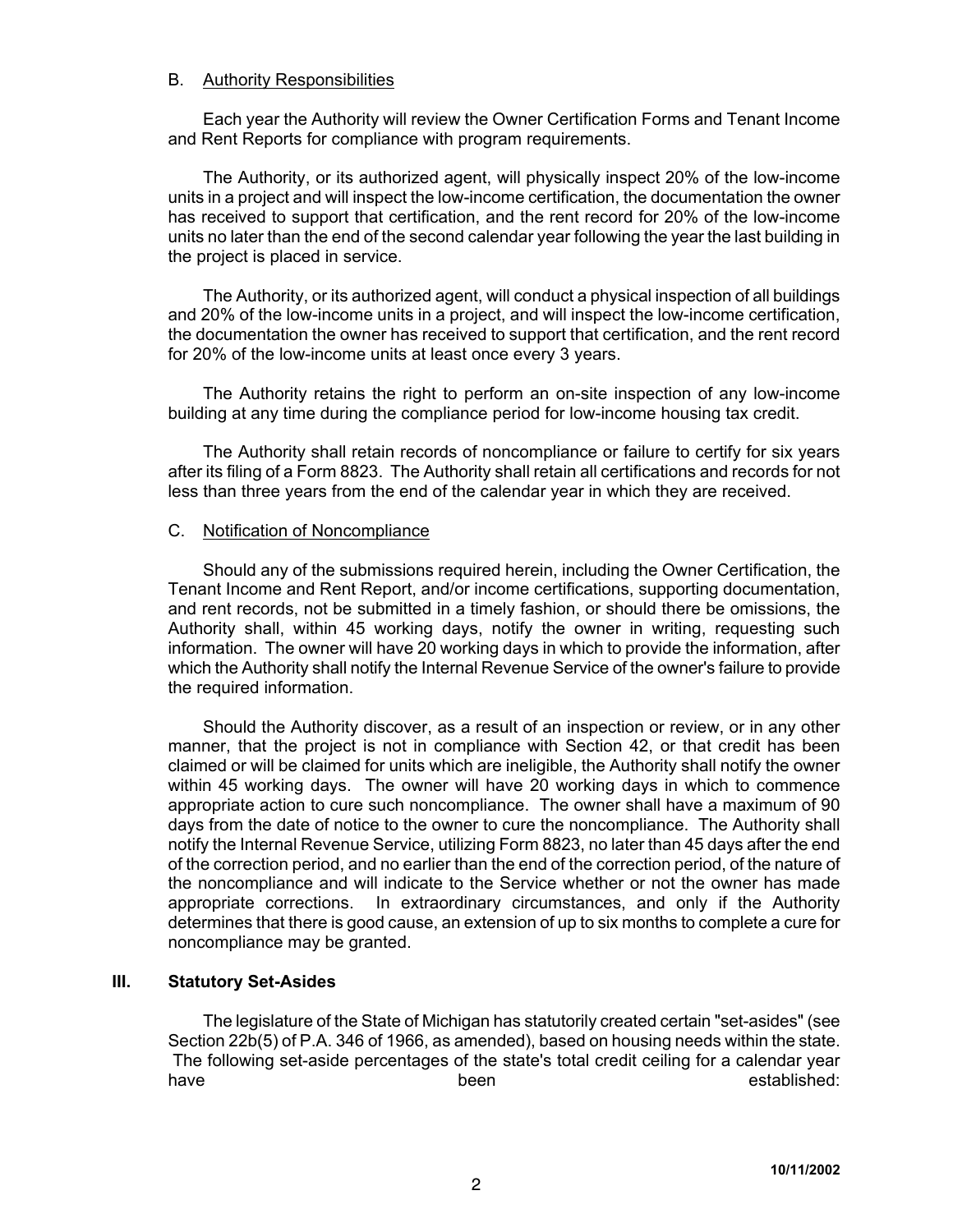### B. Authority Responsibilities

Each year the Authority will review the Owner Certification Forms and Tenant Income and Rent Reports for compliance with program requirements.

The Authority, or its authorized agent, will physically inspect 20% of the low-income units in a project and will inspect the low-income certification, the documentation the owner has received to support that certification, and the rent record for 20% of the low-income units no later than the end of the second calendar year following the year the last building in the project is placed in service.

The Authority, or its authorized agent, will conduct a physical inspection of all buildings and 20% of the low-income units in a project, and will inspect the low-income certification, the documentation the owner has received to support that certification, and the rent record for 20% of the low-income units at least once every 3 years.

The Authority retains the right to perform an on-site inspection of any low-income building at any time during the compliance period for low-income housing tax credit.

The Authority shall retain records of noncompliance or failure to certify for six years after its filing of a Form 8823. The Authority shall retain all certifications and records for not less than three years from the end of the calendar year in which they are received.

### C. Notification of Noncompliance

Should any of the submissions required herein, including the Owner Certification, the Tenant Income and Rent Report, and/or income certifications, supporting documentation, and rent records, not be submitted in a timely fashion, or should there be omissions, the Authority shall, within 45 working days, notify the owner in writing, requesting such information. The owner will have 20 working days in which to provide the information, after which the Authority shall notify the Internal Revenue Service of the owner's failure to provide the required information.

Should the Authority discover, as a result of an inspection or review, or in any other manner, that the project is not in compliance with Section 42, or that credit has been claimed or will be claimed for units which are ineligible, the Authority shall notify the owner within 45 working days. The owner will have 20 working days in which to commence appropriate action to cure such noncompliance. The owner shall have a maximum of 90 days from the date of notice to the owner to cure the noncompliance. The Authority shall notify the Internal Revenue Service, utilizing Form 8823, no later than 45 days after the end of the correction period, and no earlier than the end of the correction period, of the nature of the noncompliance and will indicate to the Service whether or not the owner has made appropriate corrections. In extraordinary circumstances, and only if the Authority determines that there is good cause, an extension of up to six months to complete a cure for noncompliance may be granted.

## III. Statutory Set-Asides

The legislature of the State of Michigan has statutorily created certain "set-asides" (see Section 22b(5) of P.A. 346 of 1966, as amended), based on housing needs within the state. The following set-aside percentages of the state's total credit ceiling for a calendar year have been established: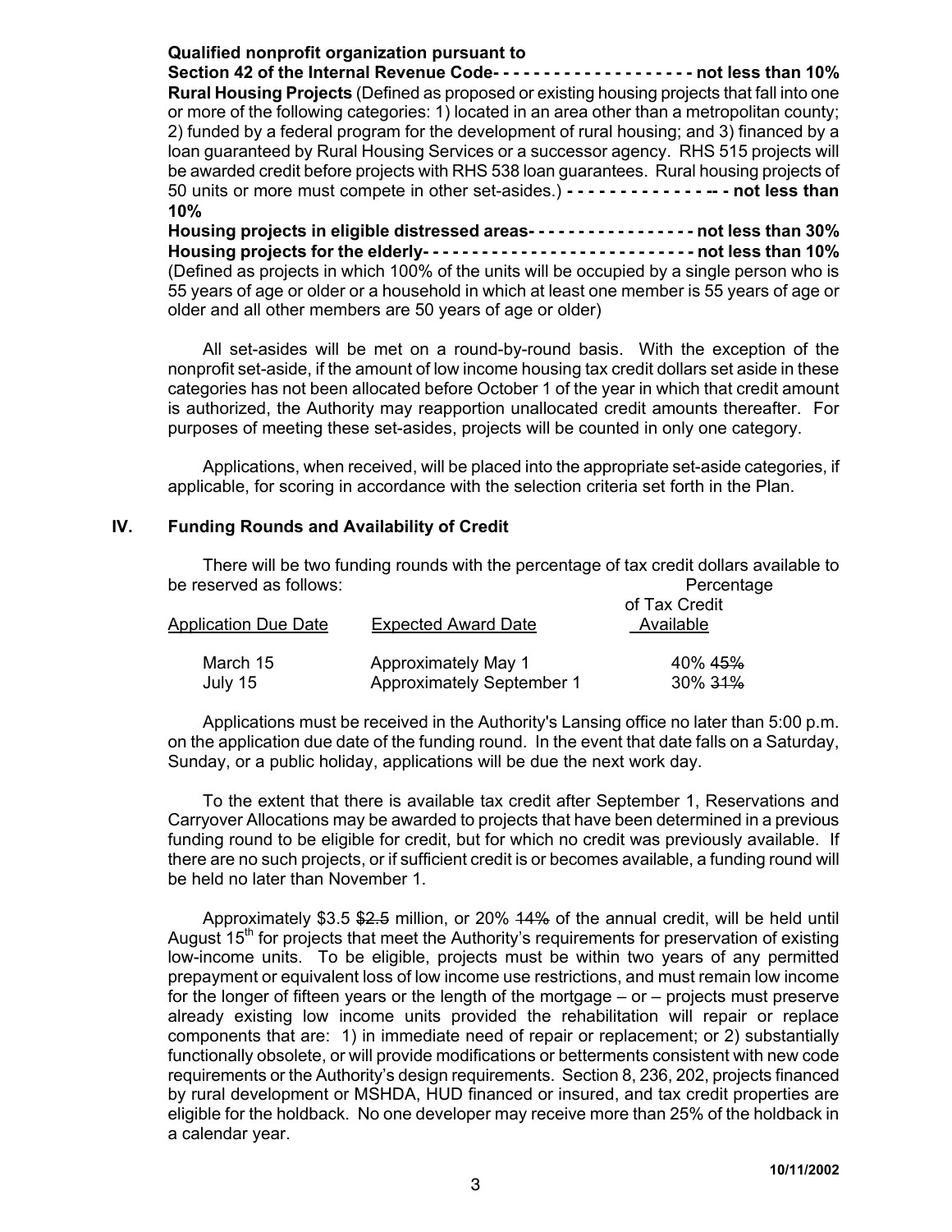**Qualified nonprofit organization pursuant to Section 42 of the Internal Revenue Code- - - - - - - - - - - - - - - - - - - - not less than 10%**

**Rural Housing Projects** (Defined as proposed or existing housing projects that fall into one or more of the following categories: 1) located in an area other than a metropolitan county; 2) funded by a federal program for the development of rural housing; and 3) financed by a loan guaranteed by Rural Housing Services or a successor agency. RHS 515 projects will be awarded credit before projects with RHS 538 loan guarantees. Rural housing projects of 50 units or more must compete in other set-asides.) **- - - - - - - - - - - - - -- - not less than 10%**

**Housing projects in eligible distressed areas- - - - - - - - - - - - - - - - - not less than 30%**

**Housing projects for the elderly- - - - - - - - - - - - - - - - - - - - - - - - - - - - not less than 10%** (Defined as projects in which 100% of the units will be occupied by a single person who is 55 years of age or older or a household in which at least one member is 55 years of age or older and all other members are 50 years of age or older)

All set-asides will be met on a round-by-round basis. With the exception of the nonprofit set-aside, if the amount of low income housing tax credit dollars set aside in these categories has not been allocated before October 1 of the year in which that credit amount is authorized, the Authority may reapportion unallocated credit amounts thereafter. For purposes of meeting these set-asides, projects will be counted in only one category.

Applications, when received, will be placed into the appropriate set-aside categories, if applicable, for scoring in accordance with the selection criteria set forth in the Plan.

## IV. Funding Rounds and Availability of Credit

There will be two funding rounds with the percentage of tax credit dollars available to be reserved as follows:

| Application Due Date | Expected Award Date | Percentage of Tax Credit Available |
|---|---|---|
| March 15 | Approximately May 1 | 40% ~~45%~~ |
| July 15 | Approximately September 1 | 30% ~~31%~~ |

Applications must be received in the Authority's Lansing office no later than 5:00 p.m. on the application due date of the funding round. In the event that date falls on a Saturday, Sunday, or a public holiday, applications will be due the next work day.

To the extent that there is available tax credit after September 1, Reservations and Carryover Allocations may be awarded to projects that have been determined in a previous funding round to be eligible for credit, but for which no credit was previously available. If there are no such projects, or if sufficient credit is or becomes available, a funding round will be held no later than November 1.

Approximately $3.5 ~~$2.5~~ million, or 20% ~~14%~~ of the annual credit, will be held until August 15th for projects that meet the Authority's requirements for preservation of existing low-income units. To be eligible, projects must be within two years of any permitted prepayment or equivalent loss of low income use restrictions, and must remain low income for the longer of fifteen years or the length of the mortgage – or – projects must preserve already existing low income units provided the rehabilitation will repair or replace components that are: 1) in immediate need of repair or replacement; or 2) substantially functionally obsolete, or will provide modifications or betterments consistent with new code requirements or the Authority's design requirements. Section 8, 236, 202, projects financed by rural development or MSHDA, HUD financed or insured, and tax credit properties are eligible for the holdback. No one developer may receive more than 25% of the holdback in a calendar year.

10/11/2002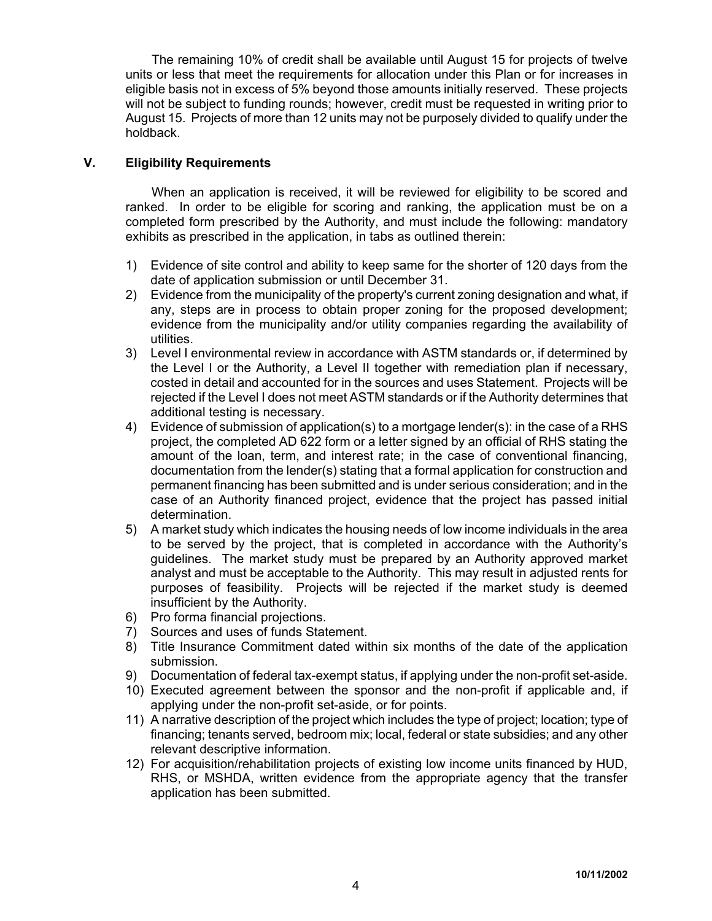The remaining 10% of credit shall be available until August 15 for projects of twelve units or less that meet the requirements for allocation under this Plan or for increases in eligible basis not in excess of 5% beyond those amounts initially reserved. These projects will not be subject to funding rounds; however, credit must be requested in writing prior to August 15. Projects of more than 12 units may not be purposely divided to qualify under the holdback.

## V. Eligibility Requirements

When an application is received, it will be reviewed for eligibility to be scored and ranked. In order to be eligible for scoring and ranking, the application must be on a completed form prescribed by the Authority, and must include the following: mandatory exhibits as prescribed in the application, in tabs as outlined therein:

1) Evidence of site control and ability to keep same for the shorter of 120 days from the date of application submission or until December 31.
2) Evidence from the municipality of the property's current zoning designation and what, if any, steps are in process to obtain proper zoning for the proposed development; evidence from the municipality and/or utility companies regarding the availability of utilities.
3) Level I environmental review in accordance with ASTM standards or, if determined by the Level I or the Authority, a Level II together with remediation plan if necessary, costed in detail and accounted for in the sources and uses Statement. Projects will be rejected if the Level I does not meet ASTM standards or if the Authority determines that additional testing is necessary.
4) Evidence of submission of application(s) to a mortgage lender(s): in the case of a RHS project, the completed AD 622 form or a letter signed by an official of RHS stating the amount of the loan, term, and interest rate; in the case of conventional financing, documentation from the lender(s) stating that a formal application for construction and permanent financing has been submitted and is under serious consideration; and in the case of an Authority financed project, evidence that the project has passed initial determination.
5) A market study which indicates the housing needs of low income individuals in the area to be served by the project, that is completed in accordance with the Authority's guidelines. The market study must be prepared by an Authority approved market analyst and must be acceptable to the Authority. This may result in adjusted rents for purposes of feasibility. Projects will be rejected if the market study is deemed insufficient by the Authority.
6) Pro forma financial projections.
7) Sources and uses of funds Statement.
8) Title Insurance Commitment dated within six months of the date of the application submission.
9) Documentation of federal tax-exempt status, if applying under the non-profit set-aside.
10) Executed agreement between the sponsor and the non-profit if applicable and, if applying under the non-profit set-aside, or for points.
11) A narrative description of the project which includes the type of project; location; type of financing; tenants served, bedroom mix; local, federal or state subsidies; and any other relevant descriptive information.
12) For acquisition/rehabilitation projects of existing low income units financed by HUD, RHS, or MSHDA, written evidence from the appropriate agency that the transfer application has been submitted.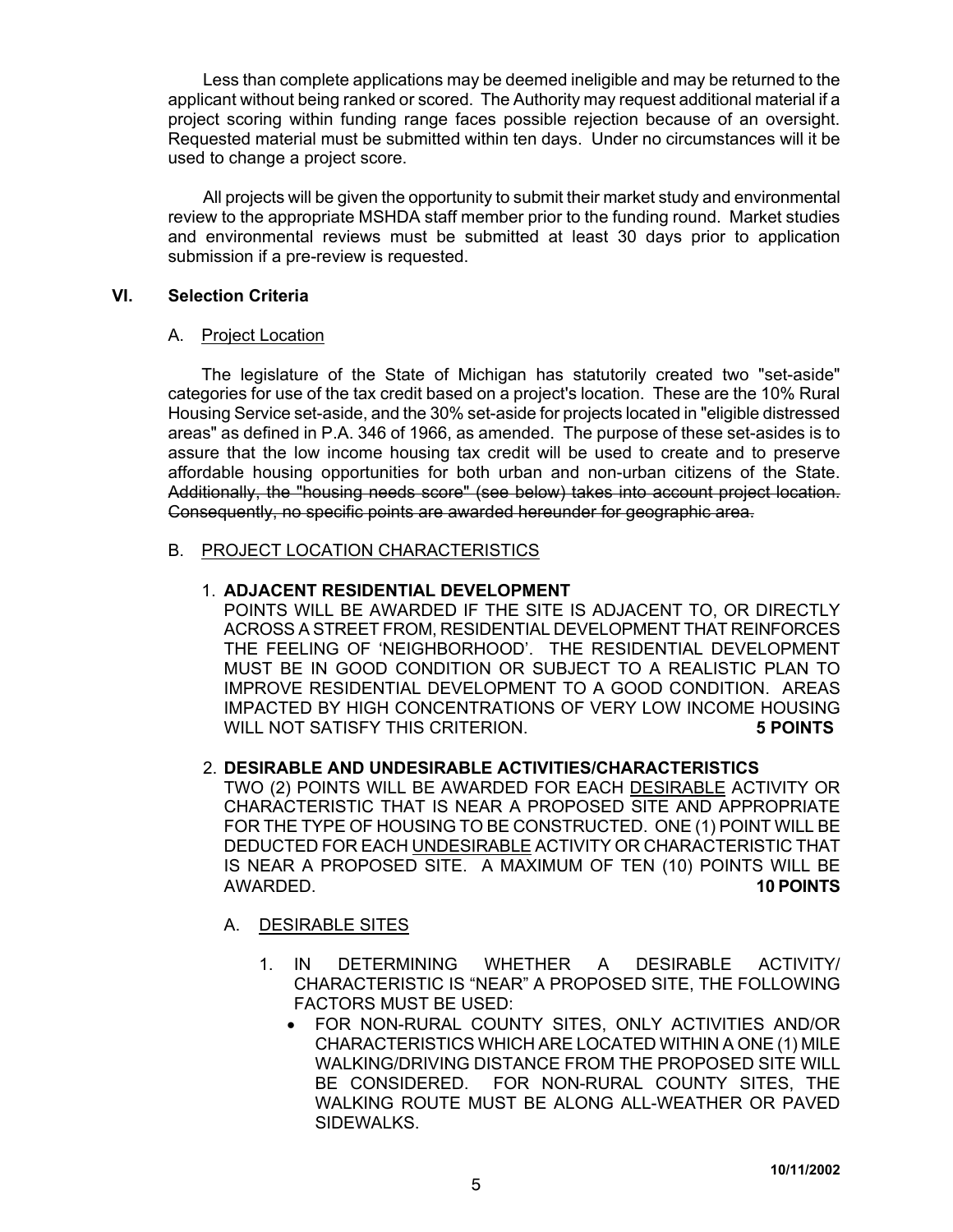Less than complete applications may be deemed ineligible and may be returned to the applicant without being ranked or scored. The Authority may request additional material if a project scoring within funding range faces possible rejection because of an oversight. Requested material must be submitted within ten days. Under no circumstances will it be used to change a project score.

All projects will be given the opportunity to submit their market study and environmental review to the appropriate MSHDA staff member prior to the funding round. Market studies and environmental reviews must be submitted at least 30 days prior to application submission if a pre-review is requested.

## VI. Selection Criteria

### A. Project Location

The legislature of the State of Michigan has statutorily created two "set-aside" categories for use of the tax credit based on a project's location. These are the 10% Rural Housing Service set-aside, and the 30% set-aside for projects located in "eligible distressed areas" as defined in P.A. 346 of 1966, as amended. The purpose of these set-asides is to assure that the low income housing tax credit will be used to create and to preserve affordable housing opportunities for both urban and non-urban citizens of the State. ~~Additionally, the "housing needs score" (see below) takes into account project location. Consequently, no specific points are awarded hereunder for geographic area.~~

### B. PROJECT LOCATION CHARACTERISTICS

1. **ADJACENT RESIDENTIAL DEVELOPMENT**
   POINTS WILL BE AWARDED IF THE SITE IS ADJACENT TO, OR DIRECTLY ACROSS A STREET FROM, RESIDENTIAL DEVELOPMENT THAT REINFORCES THE FEELING OF 'NEIGHBORHOOD'. THE RESIDENTIAL DEVELOPMENT MUST BE IN GOOD CONDITION OR SUBJECT TO A REALISTIC PLAN TO IMPROVE RESIDENTIAL DEVELOPMENT TO A GOOD CONDITION. AREAS IMPACTED BY HIGH CONCENTRATIONS OF VERY LOW INCOME HOUSING WILL NOT SATISFY THIS CRITERION. **5 POINTS**

2. **DESIRABLE AND UNDESIRABLE ACTIVITIES/CHARACTERISTICS**
   TWO (2) POINTS WILL BE AWARDED FOR EACH DESIRABLE ACTIVITY OR CHARACTERISTIC THAT IS NEAR A PROPOSED SITE AND APPROPRIATE FOR THE TYPE OF HOUSING TO BE CONSTRUCTED. ONE (1) POINT WILL BE DEDUCTED FOR EACH UNDESIRABLE ACTIVITY OR CHARACTERISTIC THAT IS NEAR A PROPOSED SITE. A MAXIMUM OF TEN (10) POINTS WILL BE AWARDED. **10 POINTS**

   A. DESIRABLE SITES

      1. IN DETERMINING WHETHER A DESIRABLE ACTIVITY/ CHARACTERISTIC IS "NEAR" A PROPOSED SITE, THE FOLLOWING FACTORS MUST BE USED:
         - FOR NON-RURAL COUNTY SITES, ONLY ACTIVITIES AND/OR CHARACTERISTICS WHICH ARE LOCATED WITHIN A ONE (1) MILE WALKING/DRIVING DISTANCE FROM THE PROPOSED SITE WILL BE CONSIDERED. FOR NON-RURAL COUNTY SITES, THE WALKING ROUTE MUST BE ALONG ALL-WEATHER OR PAVED SIDEWALKS.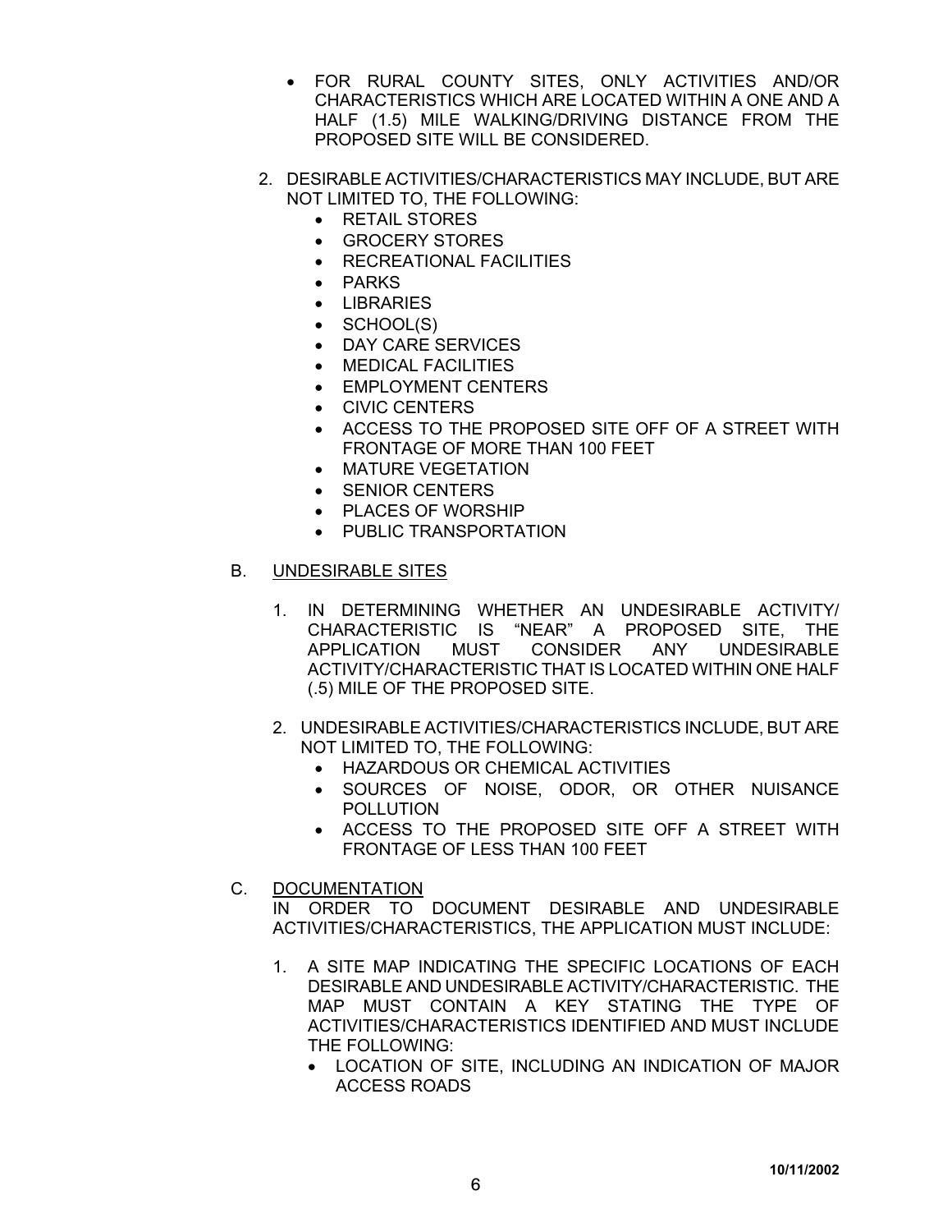- FOR RURAL COUNTY SITES, ONLY ACTIVITIES AND/OR CHARACTERISTICS WHICH ARE LOCATED WITHIN A ONE AND A HALF (1.5) MILE WALKING/DRIVING DISTANCE FROM THE PROPOSED SITE WILL BE CONSIDERED.

2. DESIRABLE ACTIVITIES/CHARACTERISTICS MAY INCLUDE, BUT ARE NOT LIMITED TO, THE FOLLOWING:
   - RETAIL STORES
   - GROCERY STORES
   - RECREATIONAL FACILITIES
   - PARKS
   - LIBRARIES
   - SCHOOL(S)
   - DAY CARE SERVICES
   - MEDICAL FACILITIES
   - EMPLOYMENT CENTERS
   - CIVIC CENTERS
   - ACCESS TO THE PROPOSED SITE OFF OF A STREET WITH FRONTAGE OF MORE THAN 100 FEET
   - MATURE VEGETATION
   - SENIOR CENTERS
   - PLACES OF WORSHIP
   - PUBLIC TRANSPORTATION

B. UNDESIRABLE SITES

1. IN DETERMINING WHETHER AN UNDESIRABLE ACTIVITY/ CHARACTERISTIC IS "NEAR" A PROPOSED SITE, THE APPLICATION MUST CONSIDER ANY UNDESIRABLE ACTIVITY/CHARACTERISTIC THAT IS LOCATED WITHIN ONE HALF (.5) MILE OF THE PROPOSED SITE.

2. UNDESIRABLE ACTIVITIES/CHARACTERISTICS INCLUDE, BUT ARE NOT LIMITED TO, THE FOLLOWING:
   - HAZARDOUS OR CHEMICAL ACTIVITIES
   - SOURCES OF NOISE, ODOR, OR OTHER NUISANCE POLLUTION
   - ACCESS TO THE PROPOSED SITE OFF A STREET WITH FRONTAGE OF LESS THAN 100 FEET

C. DOCUMENTATION

IN ORDER TO DOCUMENT DESIRABLE AND UNDESIRABLE ACTIVITIES/CHARACTERISTICS, THE APPLICATION MUST INCLUDE:

1. A SITE MAP INDICATING THE SPECIFIC LOCATIONS OF EACH DESIRABLE AND UNDESIRABLE ACTIVITY/CHARACTERISTIC. THE MAP MUST CONTAIN A KEY STATING THE TYPE OF ACTIVITIES/CHARACTERISTICS IDENTIFIED AND MUST INCLUDE THE FOLLOWING:
   - LOCATION OF SITE, INCLUDING AN INDICATION OF MAJOR ACCESS ROADS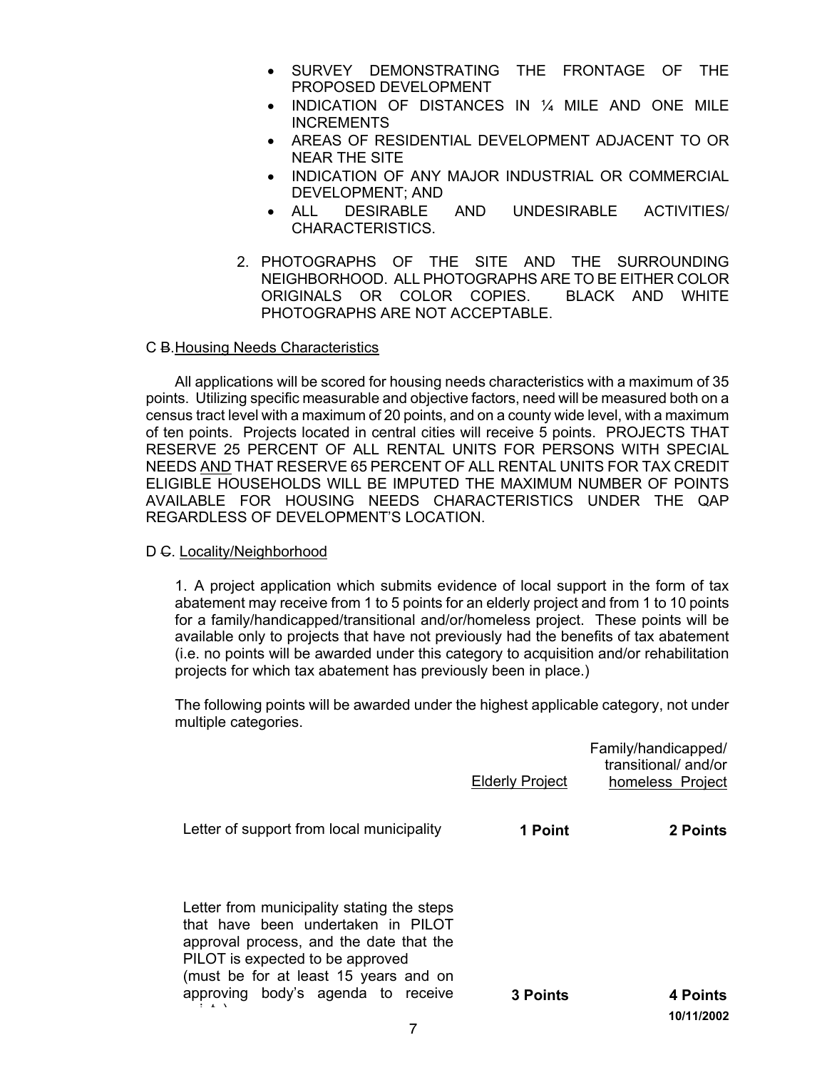- SURVEY DEMONSTRATING THE FRONTAGE OF THE PROPOSED DEVELOPMENT
- INDICATION OF DISTANCES IN ¼ MILE AND ONE MILE INCREMENTS
- AREAS OF RESIDENTIAL DEVELOPMENT ADJACENT TO OR NEAR THE SITE
- INDICATION OF ANY MAJOR INDUSTRIAL OR COMMERCIAL DEVELOPMENT; AND
- ALL DESIRABLE AND UNDESIRABLE ACTIVITIES/ CHARACTERISTICS.

2. PHOTOGRAPHS OF THE SITE AND THE SURROUNDING NEIGHBORHOOD. ALL PHOTOGRAPHS ARE TO BE EITHER COLOR ORIGINALS OR COLOR COPIES. BLACK AND WHITE PHOTOGRAPHS ARE NOT ACCEPTABLE.

C ~~B~~.Housing Needs Characteristics

All applications will be scored for housing needs characteristics with a maximum of 35 points. Utilizing specific measurable and objective factors, need will be measured both on a census tract level with a maximum of 20 points, and on a county wide level, with a maximum of ten points. Projects located in central cities will receive 5 points. PROJECTS THAT RESERVE 25 PERCENT OF ALL RENTAL UNITS FOR PERSONS WITH SPECIAL NEEDS AND THAT RESERVE 65 PERCENT OF ALL RENTAL UNITS FOR TAX CREDIT ELIGIBLE HOUSEHOLDS WILL BE IMPUTED THE MAXIMUM NUMBER OF POINTS AVAILABLE FOR HOUSING NEEDS CHARACTERISTICS UNDER THE QAP REGARDLESS OF DEVELOPMENT'S LOCATION.

D ~~C~~. Locality/Neighborhood

1. A project application which submits evidence of local support in the form of tax abatement may receive from 1 to 5 points for an elderly project and from 1 to 10 points for a family/handicapped/transitional and/or/homeless project. These points will be available only to projects that have not previously had the benefits of tax abatement (i.e. no points will be awarded under this category to acquisition and/or rehabilitation projects for which tax abatement has previously been in place.)

The following points will be awarded under the highest applicable category, not under multiple categories.

| | Elderly Project | Family/handicapped/ transitional/ and/or homeless Project |
|---|---|---|
| Letter of support from local municipality | **1 Point** | **2 Points** |
| Letter from municipality stating the steps that have been undertaken in PILOT approval process, and the date that the PILOT is expected to be approved (must be for at least 15 years and on approving body's agenda to receive points) | **3 Points** | **4 Points** |

10/11/2002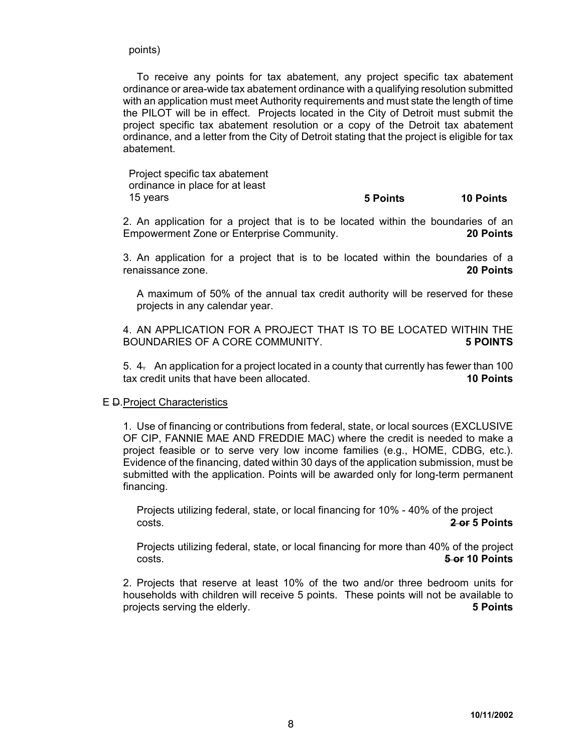points)

To receive any points for tax abatement, any project specific tax abatement ordinance or area-wide tax abatement ordinance with a qualifying resolution submitted with an application must meet Authority requirements and must state the length of time the PILOT will be in effect. Projects located in the City of Detroit must submit the project specific tax abatement resolution or a copy of the Detroit tax abatement ordinance, and a letter from the City of Detroit stating that the project is eligible for tax abatement.

| | | |
|---|---|---|
| Project specific tax abatement ordinance in place for at least 15 years | **5 Points** | **10 Points** |

2. An application for a project that is to be located within the boundaries of an Empowerment Zone or Enterprise Community. **20 Points**

3. An application for a project that is to be located within the boundaries of a renaissance zone. **20 Points**

A maximum of 50% of the annual tax credit authority will be reserved for these projects in any calendar year.

4. AN APPLICATION FOR A PROJECT THAT IS TO BE LOCATED WITHIN THE BOUNDARIES OF A CORE COMMUNITY. **5 POINTS**

5. ~~4.~~ An application for a project located in a county that currently has fewer than 100 tax credit units that have been allocated. **10 Points**

E ~~D~~. Project Characteristics

1. Use of financing or contributions from federal, state, or local sources (EXCLUSIVE OF CIP, FANNIE MAE AND FREDDIE MAC) where the credit is needed to make a project feasible or to serve very low income families (e.g., HOME, CDBG, etc.). Evidence of the financing, dated within 30 days of the application submission, must be submitted with the application. Points will be awarded only for long-term permanent financing.

Projects utilizing federal, state, or local financing for 10% - 40% of the project costs. **~~2 or~~ 5 Points**

Projects utilizing federal, state, or local financing for more than 40% of the project costs. **~~5 or~~ 10 Points**

2. Projects that reserve at least 10% of the two and/or three bedroom units for households with children will receive 5 points. These points will not be available to projects serving the elderly. **5 Points**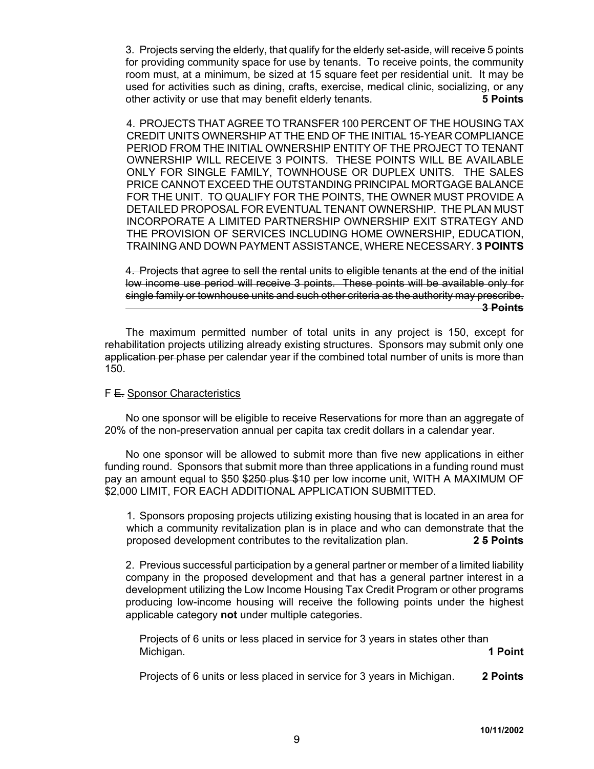3. Projects serving the elderly, that qualify for the elderly set-aside, will receive 5 points for providing community space for use by tenants. To receive points, the community room must, at a minimum, be sized at 15 square feet per residential unit. It may be used for activities such as dining, crafts, exercise, medical clinic, socializing, or any other activity or use that may benefit elderly tenants. **5 Points**

4. PROJECTS THAT AGREE TO TRANSFER 100 PERCENT OF THE HOUSING TAX CREDIT UNITS OWNERSHIP AT THE END OF THE INITIAL 15-YEAR COMPLIANCE PERIOD FROM THE INITIAL OWNERSHIP ENTITY OF THE PROJECT TO TENANT OWNERSHIP WILL RECEIVE 3 POINTS. THESE POINTS WILL BE AVAILABLE ONLY FOR SINGLE FAMILY, TOWNHOUSE OR DUPLEX UNITS. THE SALES PRICE CANNOT EXCEED THE OUTSTANDING PRINCIPAL MORTGAGE BALANCE FOR THE UNIT. TO QUALIFY FOR THE POINTS, THE OWNER MUST PROVIDE A DETAILED PROPOSAL FOR EVENTUAL TENANT OWNERSHIP. THE PLAN MUST INCORPORATE A LIMITED PARTNERSHIP OWNERSHIP EXIT STRATEGY AND THE PROVISION OF SERVICES INCLUDING HOME OWNERSHIP, EDUCATION, TRAINING AND DOWN PAYMENT ASSISTANCE, WHERE NECESSARY. **3 POINTS**

~~4. Projects that agree to sell the rental units to eligible tenants at the end of the initial low income use period will receive 3 points. These points will be available only for single family or townhouse units and such other criteria as the authority may prescribe. **3 Points**~~

The maximum permitted number of total units in any project is 150, except for rehabilitation projects utilizing already existing structures. Sponsors may submit only one ~~application per~~ phase per calendar year if the combined total number of units is more than 150.

F ~~E.~~ Sponsor Characteristics

No one sponsor will be eligible to receive Reservations for more than an aggregate of 20% of the non-preservation annual per capita tax credit dollars in a calendar year.

No one sponsor will be allowed to submit more than five new applications in either funding round. Sponsors that submit more than three applications in a funding round must pay an amount equal to $50 ~~$250 plus $10~~ per low income unit, WITH A MAXIMUM OF $2,000 LIMIT, FOR EACH ADDITIONAL APPLICATION SUBMITTED.

1. Sponsors proposing projects utilizing existing housing that is located in an area for which a community revitalization plan is in place and who can demonstrate that the proposed development contributes to the revitalization plan. **2 5 Points**

2. Previous successful participation by a general partner or member of a limited liability company in the proposed development and that has a general partner interest in a development utilizing the Low Income Housing Tax Credit Program or other programs producing low-income housing will receive the following points under the highest applicable category **not** under multiple categories.

Projects of 6 units or less placed in service for 3 years in states other than Michigan. **1 Point**

Projects of 6 units or less placed in service for 3 years in Michigan. **2 Points**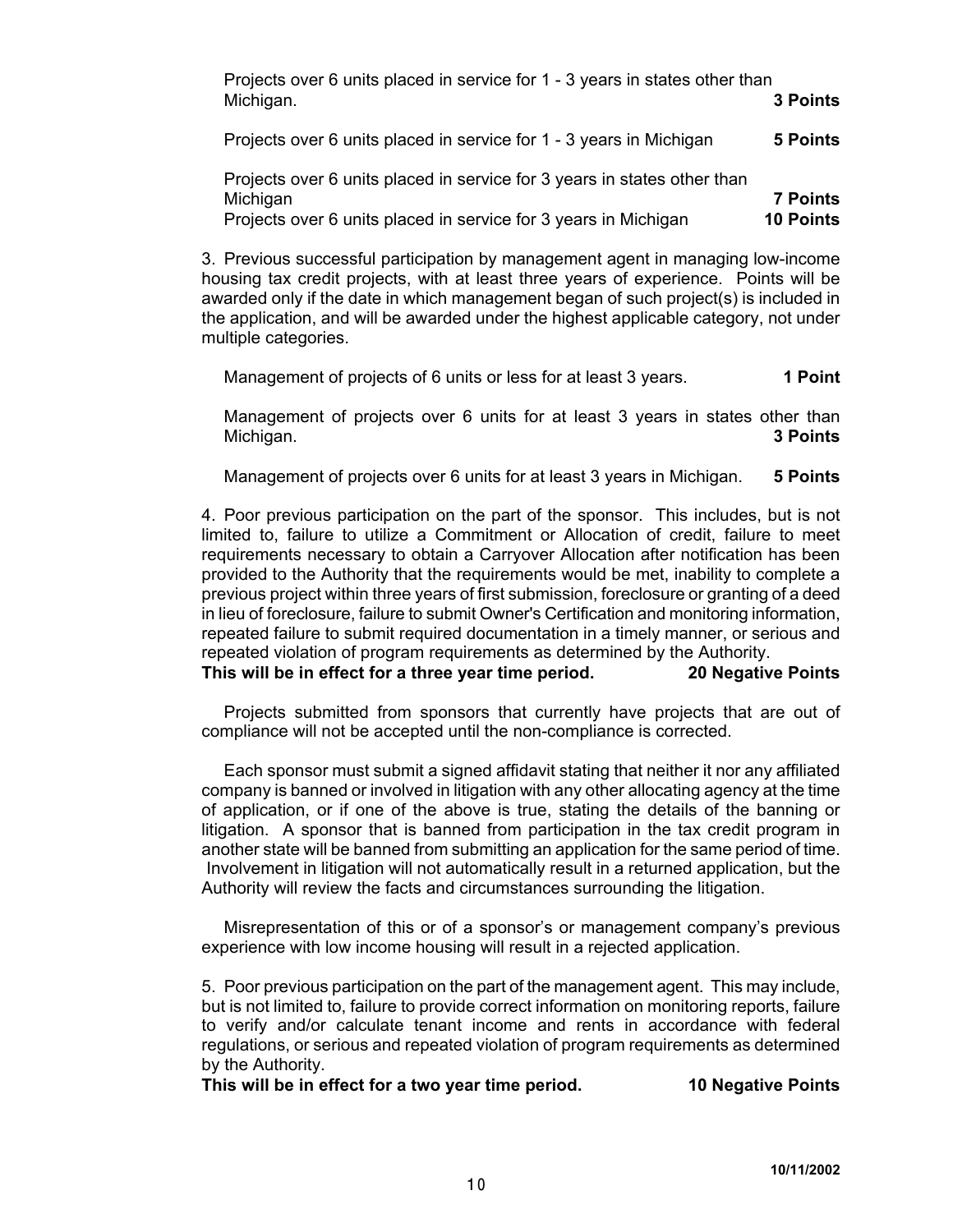Projects over 6 units placed in service for 1 - 3 years in states other than Michigan. **3 Points**

Projects over 6 units placed in service for 1 - 3 years in Michigan **5 Points**

Projects over 6 units placed in service for 3 years in states other than Michigan **7 Points**
Projects over 6 units placed in service for 3 years in Michigan **10 Points**

3. Previous successful participation by management agent in managing low-income housing tax credit projects, with at least three years of experience. Points will be awarded only if the date in which management began of such project(s) is included in the application, and will be awarded under the highest applicable category, not under multiple categories.

Management of projects of 6 units or less for at least 3 years. **1 Point**

Management of projects over 6 units for at least 3 years in states other than Michigan. **3 Points**

Management of projects over 6 units for at least 3 years in Michigan. **5 Points**

4. Poor previous participation on the part of the sponsor. This includes, but is not limited to, failure to utilize a Commitment or Allocation of credit, failure to meet requirements necessary to obtain a Carryover Allocation after notification has been provided to the Authority that the requirements would be met, inability to complete a previous project within three years of first submission, foreclosure or granting of a deed in lieu of foreclosure, failure to submit Owner's Certification and monitoring information, repeated failure to submit required documentation in a timely manner, or serious and repeated violation of program requirements as determined by the Authority.
**This will be in effect for a three year time period. 20 Negative Points**

Projects submitted from sponsors that currently have projects that are out of compliance will not be accepted until the non-compliance is corrected.

Each sponsor must submit a signed affidavit stating that neither it nor any affiliated company is banned or involved in litigation with any other allocating agency at the time of application, or if one of the above is true, stating the details of the banning or litigation. A sponsor that is banned from participation in the tax credit program in another state will be banned from submitting an application for the same period of time. Involvement in litigation will not automatically result in a returned application, but the Authority will review the facts and circumstances surrounding the litigation.

Misrepresentation of this or of a sponsor's or management company's previous experience with low income housing will result in a rejected application.

5. Poor previous participation on the part of the management agent. This may include, but is not limited to, failure to provide correct information on monitoring reports, failure to verify and/or calculate tenant income and rents in accordance with federal regulations, or serious and repeated violation of program requirements as determined by the Authority.
**This will be in effect for a two year time period. 10 Negative Points**

10/11/2002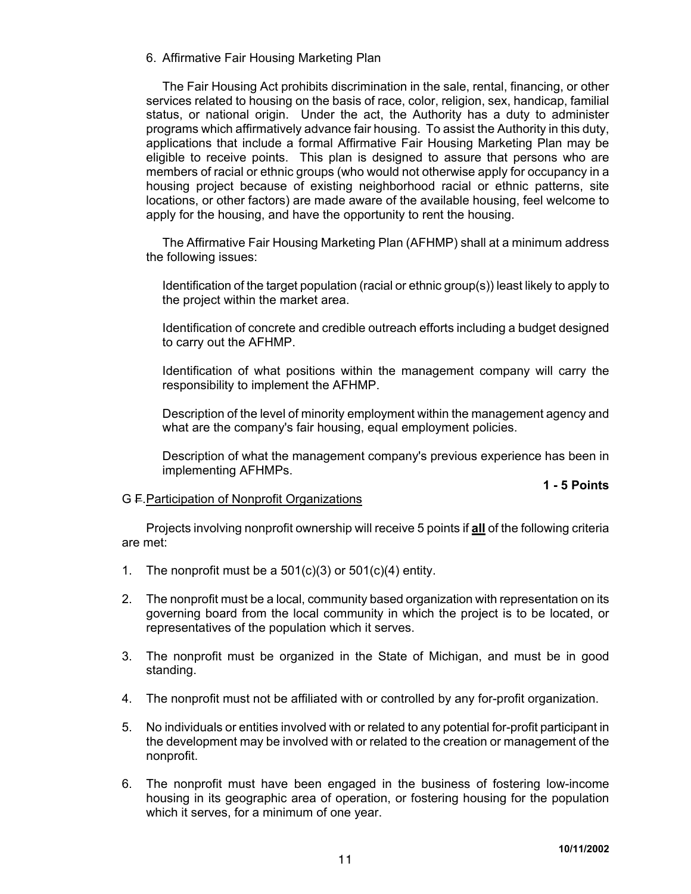6. Affirmative Fair Housing Marketing Plan

The Fair Housing Act prohibits discrimination in the sale, rental, financing, or other services related to housing on the basis of race, color, religion, sex, handicap, familial status, or national origin. Under the act, the Authority has a duty to administer programs which affirmatively advance fair housing. To assist the Authority in this duty, applications that include a formal Affirmative Fair Housing Marketing Plan may be eligible to receive points. This plan is designed to assure that persons who are members of racial or ethnic groups (who would not otherwise apply for occupancy in a housing project because of existing neighborhood racial or ethnic patterns, site locations, or other factors) are made aware of the available housing, feel welcome to apply for the housing, and have the opportunity to rent the housing.

The Affirmative Fair Housing Marketing Plan (AFHMP) shall at a minimum address the following issues:

Identification of the target population (racial or ethnic group(s)) least likely to apply to the project within the market area.

Identification of concrete and credible outreach efforts including a budget designed to carry out the AFHMP.

Identification of what positions within the management company will carry the responsibility to implement the AFHMP.

Description of the level of minority employment within the management agency and what are the company's fair housing, equal employment policies.

Description of what the management company's previous experience has been in implementing AFHMPs.

**1 - 5 Points**

G ~~F~~. Participation of Nonprofit Organizations

Projects involving nonprofit ownership will receive 5 points if **all** of the following criteria are met:

1. The nonprofit must be a 501(c)(3) or 501(c)(4) entity.
2. The nonprofit must be a local, community based organization with representation on its governing board from the local community in which the project is to be located, or representatives of the population which it serves.
3. The nonprofit must be organized in the State of Michigan, and must be in good standing.
4. The nonprofit must not be affiliated with or controlled by any for-profit organization.
5. No individuals or entities involved with or related to any potential for-profit participant in the development may be involved with or related to the creation or management of the nonprofit.
6. The nonprofit must have been engaged in the business of fostering low-income housing in its geographic area of operation, or fostering housing for the population which it serves, for a minimum of one year.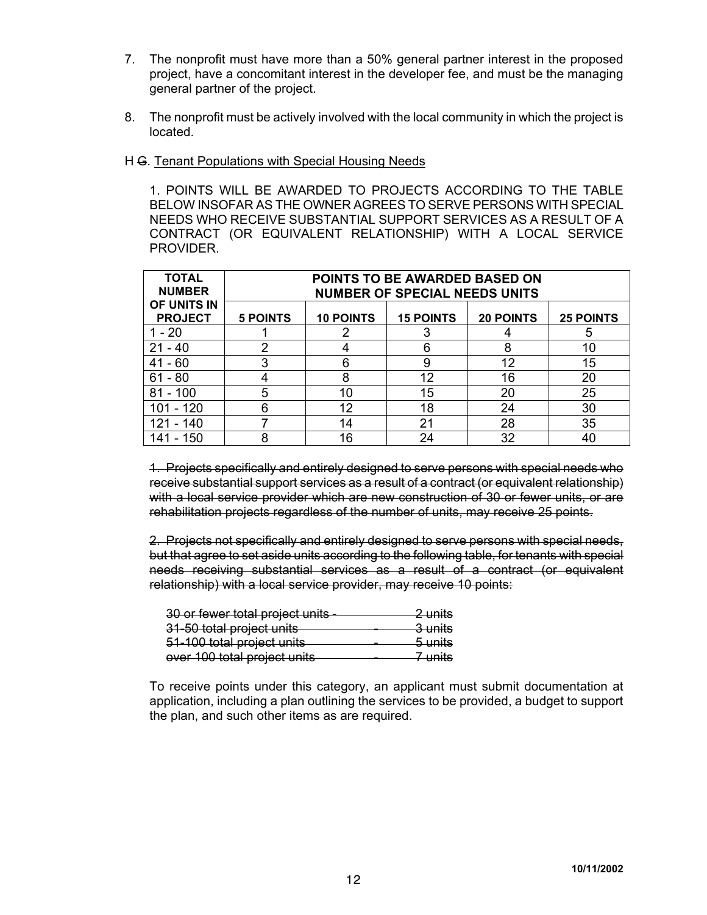7. The nonprofit must have more than a 50% general partner interest in the proposed project, have a concomitant interest in the developer fee, and must be the managing general partner of the project.

8. The nonprofit must be actively involved with the local community in which the project is located.

H ~~G~~. Tenant Populations with Special Housing Needs

1. POINTS WILL BE AWARDED TO PROJECTS ACCORDING TO THE TABLE BELOW INSOFAR AS THE OWNER AGREES TO SERVE PERSONS WITH SPECIAL NEEDS WHO RECEIVE SUBSTANTIAL SUPPORT SERVICES AS A RESULT OF A CONTRACT (OR EQUIVALENT RELATIONSHIP) WITH A LOCAL SERVICE PROVIDER.

| TOTAL NUMBER OF UNITS IN PROJECT | POINTS TO BE AWARDED BASED ON NUMBER OF SPECIAL NEEDS UNITS | | | | |
|---|---|---|---|---|---|
| | 5 POINTS | 10 POINTS | 15 POINTS | 20 POINTS | 25 POINTS |
| 1 - 20 | 1 | 2 | 3 | 4 | 5 |
| 21 - 40 | 2 | 4 | 6 | 8 | 10 |
| 41 - 60 | 3 | 6 | 9 | 12 | 15 |
| 61 - 80 | 4 | 8 | 12 | 16 | 20 |
| 81 - 100 | 5 | 10 | 15 | 20 | 25 |
| 101 - 120 | 6 | 12 | 18 | 24 | 30 |
| 121 - 140 | 7 | 14 | 21 | 28 | 35 |
| 141 - 150 | 8 | 16 | 24 | 32 | 40 |

~~1. Projects specifically and entirely designed to serve persons with special needs who receive substantial support services as a result of a contract (or equivalent relationship) with a local service provider which are new construction of 30 or fewer units, or are rehabilitation projects regardless of the number of units, may receive 25 points.~~

~~2. Projects not specifically and entirely designed to serve persons with special needs, but that agree to set aside units according to the following table, for tenants with special needs receiving substantial services as a result of a contract (or equivalent relationship) with a local service provider, may receive 10 points:~~

~~30 or fewer total project units - 2 units~~
~~31-50 total project units - 3 units~~
~~51-100 total project units - 5 units~~
~~over 100 total project units - 7 units~~

To receive points under this category, an applicant must submit documentation at application, including a plan outlining the services to be provided, a budget to support the plan, and such other items as are required.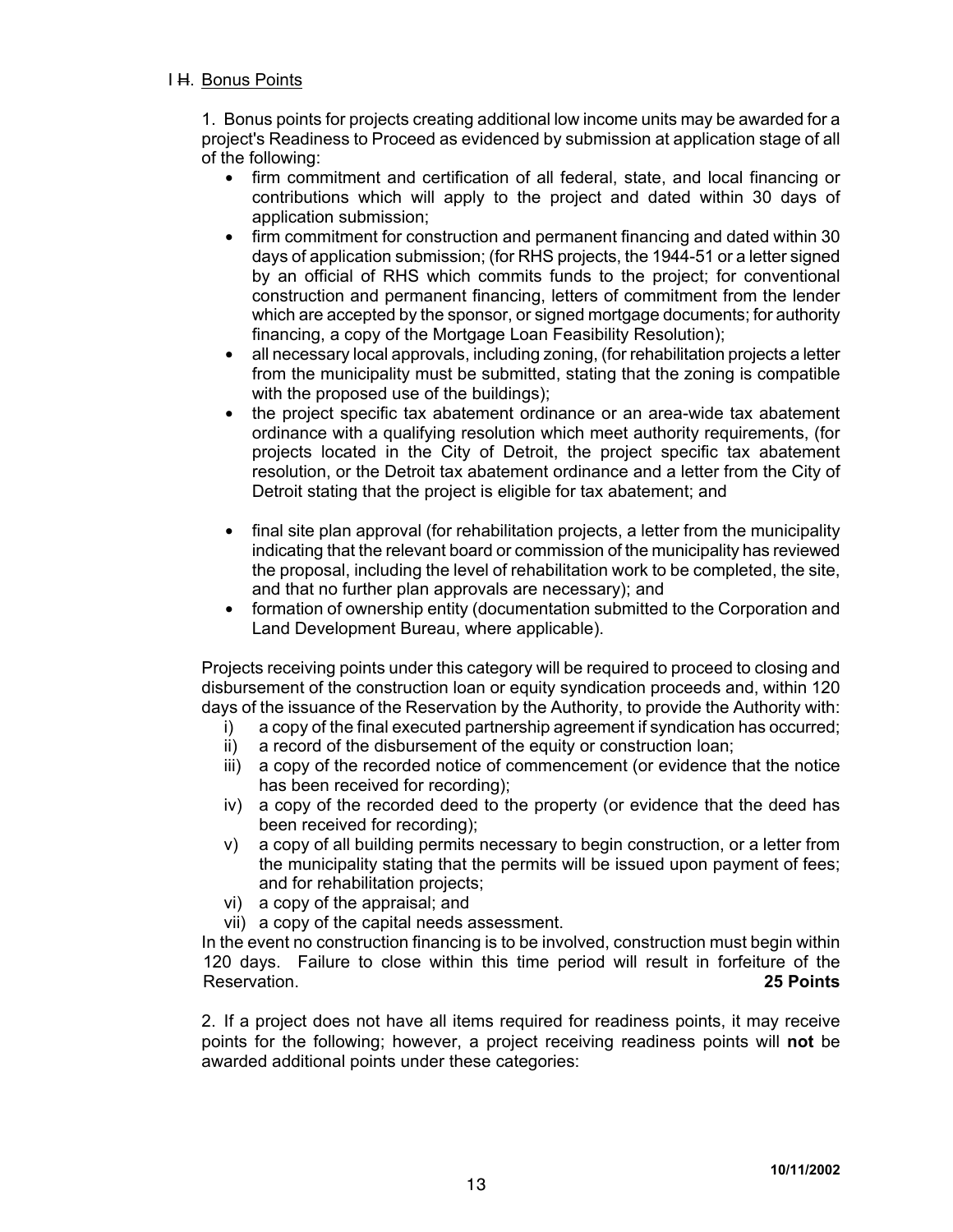I ~~H~~. Bonus Points

1. Bonus points for projects creating additional low income units may be awarded for a project's Readiness to Proceed as evidenced by submission at application stage of all of the following:

- firm commitment and certification of all federal, state, and local financing or contributions which will apply to the project and dated within 30 days of application submission;
- firm commitment for construction and permanent financing and dated within 30 days of application submission; (for RHS projects, the 1944-51 or a letter signed by an official of RHS which commits funds to the project; for conventional construction and permanent financing, letters of commitment from the lender which are accepted by the sponsor, or signed mortgage documents; for authority financing, a copy of the Mortgage Loan Feasibility Resolution);
- all necessary local approvals, including zoning, (for rehabilitation projects a letter from the municipality must be submitted, stating that the zoning is compatible with the proposed use of the buildings);
- the project specific tax abatement ordinance or an area-wide tax abatement ordinance with a qualifying resolution which meet authority requirements, (for projects located in the City of Detroit, the project specific tax abatement resolution, or the Detroit tax abatement ordinance and a letter from the City of Detroit stating that the project is eligible for tax abatement; and
- final site plan approval (for rehabilitation projects, a letter from the municipality indicating that the relevant board or commission of the municipality has reviewed the proposal, including the level of rehabilitation work to be completed, the site, and that no further plan approvals are necessary); and
- formation of ownership entity (documentation submitted to the Corporation and Land Development Bureau, where applicable).

Projects receiving points under this category will be required to proceed to closing and disbursement of the construction loan or equity syndication proceeds and, within 120 days of the issuance of the Reservation by the Authority, to provide the Authority with:

i) a copy of the final executed partnership agreement if syndication has occurred;
ii) a record of the disbursement of the equity or construction loan;
iii) a copy of the recorded notice of commencement (or evidence that the notice has been received for recording);
iv) a copy of the recorded deed to the property (or evidence that the deed has been received for recording);
v) a copy of all building permits necessary to begin construction, or a letter from the municipality stating that the permits will be issued upon payment of fees; and for rehabilitation projects;
vi) a copy of the appraisal; and
vii) a copy of the capital needs assessment.

In the event no construction financing is to be involved, construction must begin within 120 days. Failure to close within this time period will result in forfeiture of the Reservation. **25 Points**

2. If a project does not have all items required for readiness points, it may receive points for the following; however, a project receiving readiness points will **not** be awarded additional points under these categories: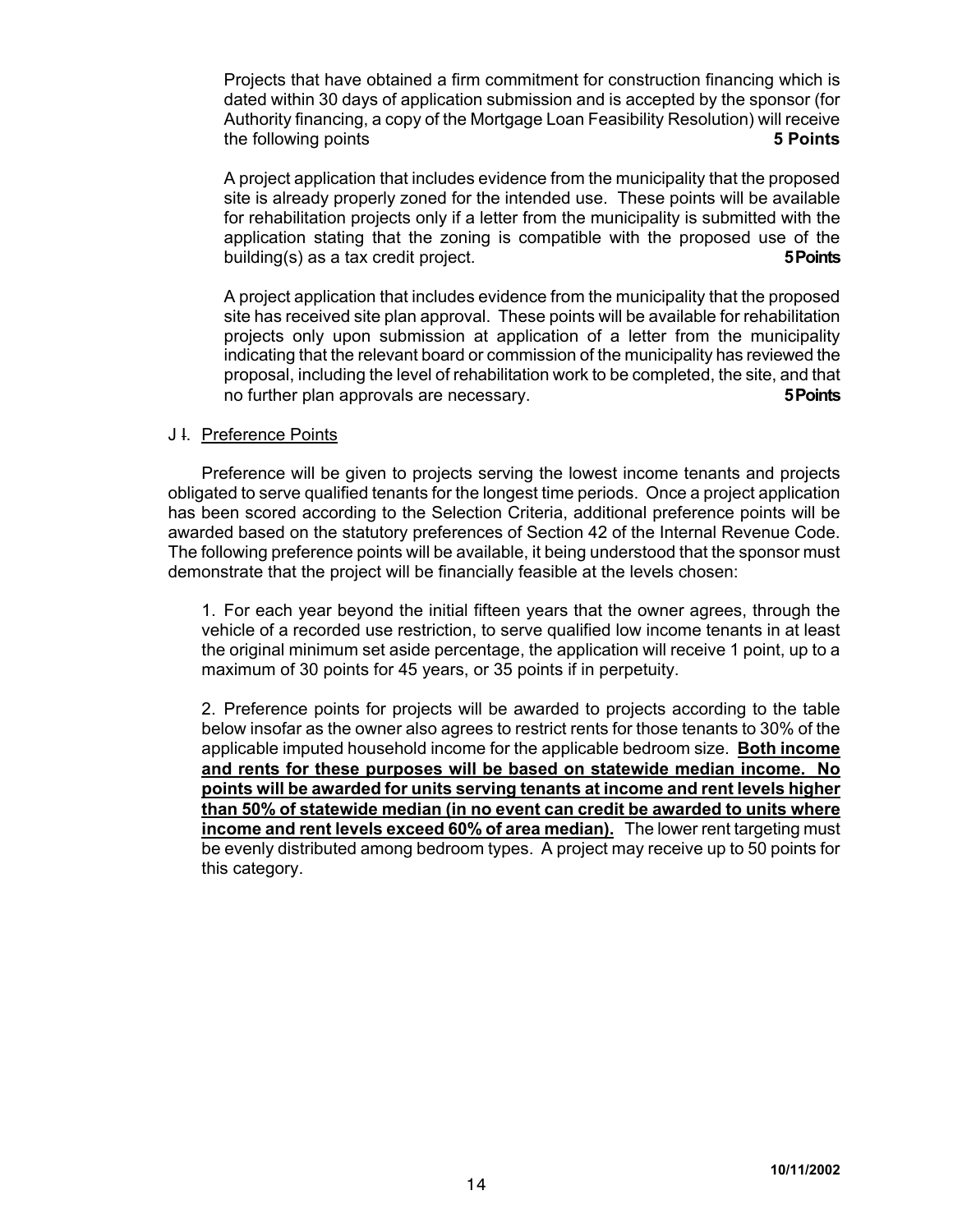Projects that have obtained a firm commitment for construction financing which is dated within 30 days of application submission and is accepted by the sponsor (for Authority financing, a copy of the Mortgage Loan Feasibility Resolution) will receive the following points **5 Points**

A project application that includes evidence from the municipality that the proposed site is already properly zoned for the intended use. These points will be available for rehabilitation projects only if a letter from the municipality is submitted with the application stating that the zoning is compatible with the proposed use of the building(s) as a tax credit project. **5 Points**

A project application that includes evidence from the municipality that the proposed site has received site plan approval. These points will be available for rehabilitation projects only upon submission at application of a letter from the municipality indicating that the relevant board or commission of the municipality has reviewed the proposal, including the level of rehabilitation work to be completed, the site, and that no further plan approvals are necessary. **5 Points**

J ~~I~~. Preference Points

Preference will be given to projects serving the lowest income tenants and projects obligated to serve qualified tenants for the longest time periods. Once a project application has been scored according to the Selection Criteria, additional preference points will be awarded based on the statutory preferences of Section 42 of the Internal Revenue Code. The following preference points will be available, it being understood that the sponsor must demonstrate that the project will be financially feasible at the levels chosen:

1. For each year beyond the initial fifteen years that the owner agrees, through the vehicle of a recorded use restriction, to serve qualified low income tenants in at least the original minimum set aside percentage, the application will receive 1 point, up to a maximum of 30 points for 45 years, or 35 points if in perpetuity.

2. Preference points for projects will be awarded to projects according to the table below insofar as the owner also agrees to restrict rents for those tenants to 30% of the applicable imputed household income for the applicable bedroom size. **Both income and rents for these purposes will be based on statewide median income. No points will be awarded for units serving tenants at income and rent levels higher than 50% of statewide median (in no event can credit be awarded to units where income and rent levels exceed 60% of area median).** The lower rent targeting must be evenly distributed among bedroom types. A project may receive up to 50 points for this category.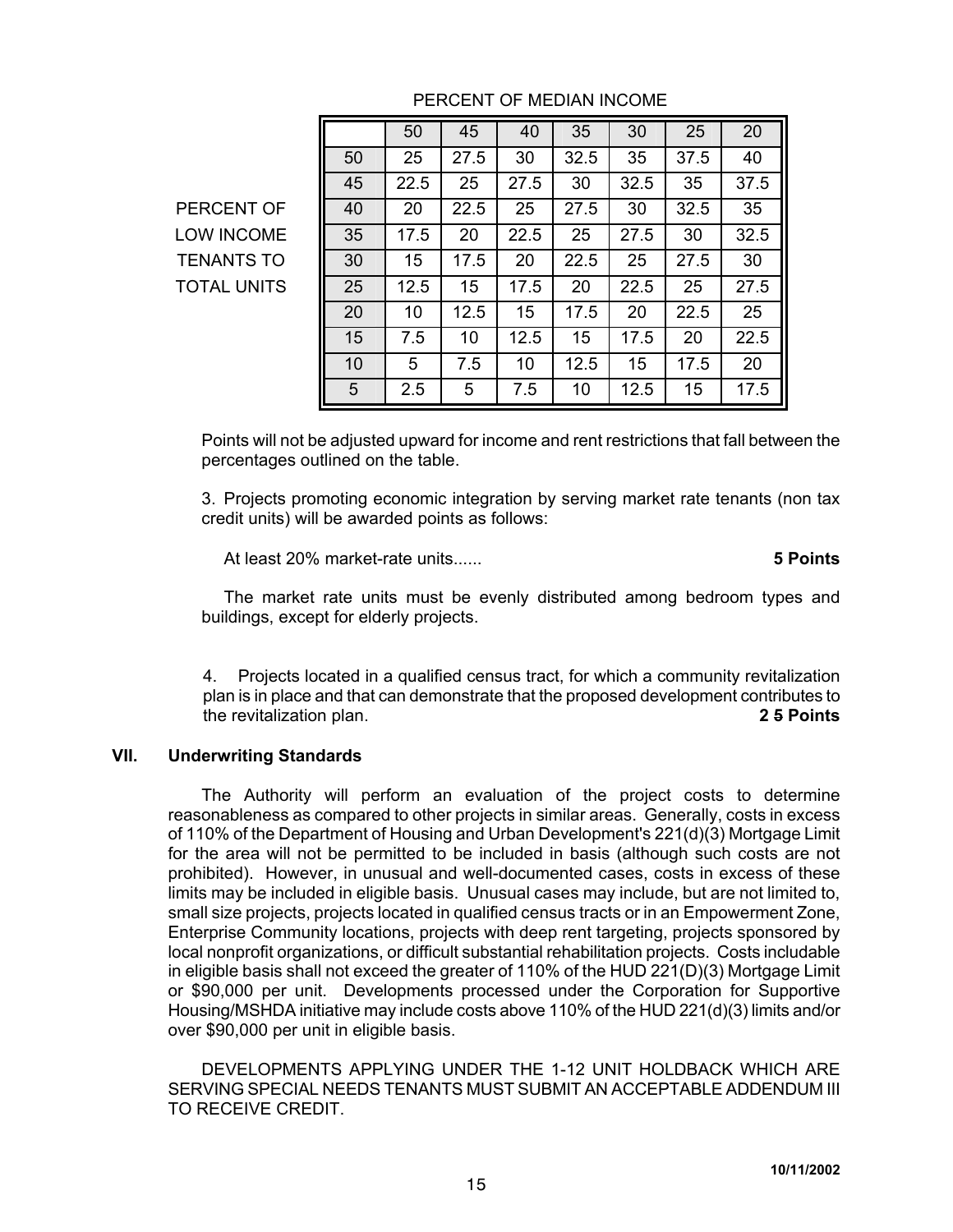PERCENT OF MEDIAN INCOME

| PERCENT OF LOW INCOME TENANTS TO TOTAL UNITS | | 50 | 45 | 40 | 35 | 30 | 25 | 20 |
|---|---|---|---|---|---|---|---|---|
| | 50 | 25 | 27.5 | 30 | 32.5 | 35 | 37.5 | 40 |
| | 45 | 22.5 | 25 | 27.5 | 30 | 32.5 | 35 | 37.5 |
| | 40 | 20 | 22.5 | 25 | 27.5 | 30 | 32.5 | 35 |
| | 35 | 17.5 | 20 | 22.5 | 25 | 27.5 | 30 | 32.5 |
| | 30 | 15 | 17.5 | 20 | 22.5 | 25 | 27.5 | 30 |
| | 25 | 12.5 | 15 | 17.5 | 20 | 22.5 | 25 | 27.5 |
| | 20 | 10 | 12.5 | 15 | 17.5 | 20 | 22.5 | 25 |
| | 15 | 7.5 | 10 | 12.5 | 15 | 17.5 | 20 | 22.5 |
| | 10 | 5 | 7.5 | 10 | 12.5 | 15 | 17.5 | 20 |
| | 5 | 2.5 | 5 | 7.5 | 10 | 12.5 | 15 | 17.5 |

Points will not be adjusted upward for income and rent restrictions that fall between the percentages outlined on the table.

3. Projects promoting economic integration by serving market rate tenants (non tax credit units) will be awarded points as follows:

At least 20% market-rate units...... **5 Points**

The market rate units must be evenly distributed among bedroom types and buildings, except for elderly projects.

4. Projects located in a qualified census tract, for which a community revitalization plan is in place and that can demonstrate that the proposed development contributes to the revitalization plan. **2 5 Points**

## VII. Underwriting Standards

The Authority will perform an evaluation of the project costs to determine reasonableness as compared to other projects in similar areas. Generally, costs in excess of 110% of the Department of Housing and Urban Development's 221(d)(3) Mortgage Limit for the area will not be permitted to be included in basis (although such costs are not prohibited). However, in unusual and well-documented cases, costs in excess of these limits may be included in eligible basis. Unusual cases may include, but are not limited to, small size projects, projects located in qualified census tracts or in an Empowerment Zone, Enterprise Community locations, projects with deep rent targeting, projects sponsored by local nonprofit organizations, or difficult substantial rehabilitation projects. Costs includable in eligible basis shall not exceed the greater of 110% of the HUD 221(D)(3) Mortgage Limit or $90,000 per unit. Developments processed under the Corporation for Supportive Housing/MSHDA initiative may include costs above 110% of the HUD 221(d)(3) limits and/or over $90,000 per unit in eligible basis.

DEVELOPMENTS APPLYING UNDER THE 1-12 UNIT HOLDBACK WHICH ARE SERVING SPECIAL NEEDS TENANTS MUST SUBMIT AN ACCEPTABLE ADDENDUM III TO RECEIVE CREDIT.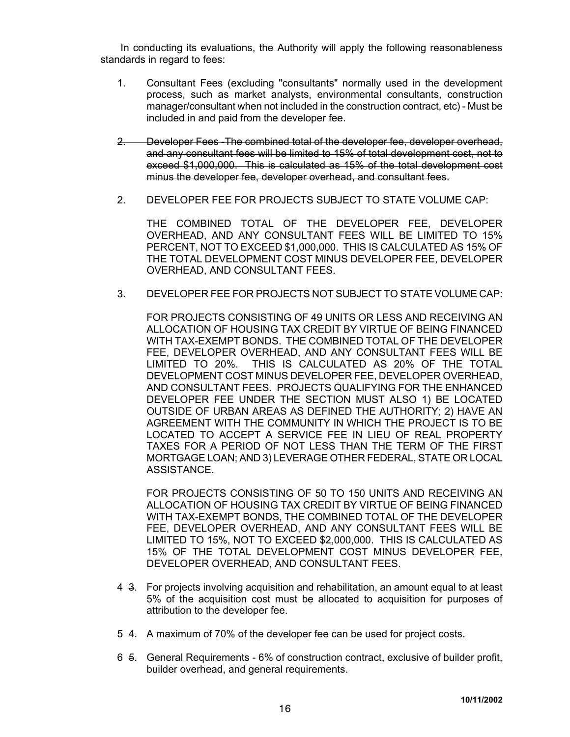In conducting its evaluations, the Authority will apply the following reasonableness standards in regard to fees:

1. Consultant Fees (excluding "consultants" normally used in the development process, such as market analysts, environmental consultants, construction manager/consultant when not included in the construction contract, etc) - Must be included in and paid from the developer fee.

~~2. Developer Fees -The combined total of the developer fee, developer overhead, and any consultant fees will be limited to 15% of total development cost, not to exceed \$1,000,000. This is calculated as 15% of the total development cost minus the developer fee, developer overhead, and consultant fees.~~

2. DEVELOPER FEE FOR PROJECTS SUBJECT TO STATE VOLUME CAP:

   THE COMBINED TOTAL OF THE DEVELOPER FEE, DEVELOPER OVERHEAD, AND ANY CONSULTANT FEES WILL BE LIMITED TO 15% PERCENT, NOT TO EXCEED \$1,000,000. THIS IS CALCULATED AS 15% OF THE TOTAL DEVELOPMENT COST MINUS DEVELOPER FEE, DEVELOPER OVERHEAD, AND CONSULTANT FEES.

3. DEVELOPER FEE FOR PROJECTS NOT SUBJECT TO STATE VOLUME CAP:

   FOR PROJECTS CONSISTING OF 49 UNITS OR LESS AND RECEIVING AN ALLOCATION OF HOUSING TAX CREDIT BY VIRTUE OF BEING FINANCED WITH TAX-EXEMPT BONDS. THE COMBINED TOTAL OF THE DEVELOPER FEE, DEVELOPER OVERHEAD, AND ANY CONSULTANT FEES WILL BE LIMITED TO 20%. THIS IS CALCULATED AS 20% OF THE TOTAL DEVELOPMENT COST MINUS DEVELOPER FEE, DEVELOPER OVERHEAD, AND CONSULTANT FEES. PROJECTS QUALIFYING FOR THE ENHANCED DEVELOPER FEE UNDER THE SECTION MUST ALSO 1) BE LOCATED OUTSIDE OF URBAN AREAS AS DEFINED THE AUTHORITY; 2) HAVE AN AGREEMENT WITH THE COMMUNITY IN WHICH THE PROJECT IS TO BE LOCATED TO ACCEPT A SERVICE FEE IN LIEU OF REAL PROPERTY TAXES FOR A PERIOD OF NOT LESS THAN THE TERM OF THE FIRST MORTGAGE LOAN; AND 3) LEVERAGE OTHER FEDERAL, STATE OR LOCAL ASSISTANCE.

   FOR PROJECTS CONSISTING OF 50 TO 150 UNITS AND RECEIVING AN ALLOCATION OF HOUSING TAX CREDIT BY VIRTUE OF BEING FINANCED WITH TAX-EXEMPT BONDS, THE COMBINED TOTAL OF THE DEVELOPER FEE, DEVELOPER OVERHEAD, AND ANY CONSULTANT FEES WILL BE LIMITED TO 15%, NOT TO EXCEED \$2,000,000. THIS IS CALCULATED AS 15% OF THE TOTAL DEVELOPMENT COST MINUS DEVELOPER FEE, DEVELOPER OVERHEAD, AND CONSULTANT FEES.

4 ~~3~~. For projects involving acquisition and rehabilitation, an amount equal to at least 5% of the acquisition cost must be allocated to acquisition for purposes of attribution to the developer fee.

5 ~~4~~. A maximum of 70% of the developer fee can be used for project costs.

6 ~~5~~. General Requirements - 6% of construction contract, exclusive of builder profit, builder overhead, and general requirements.

10/11/2002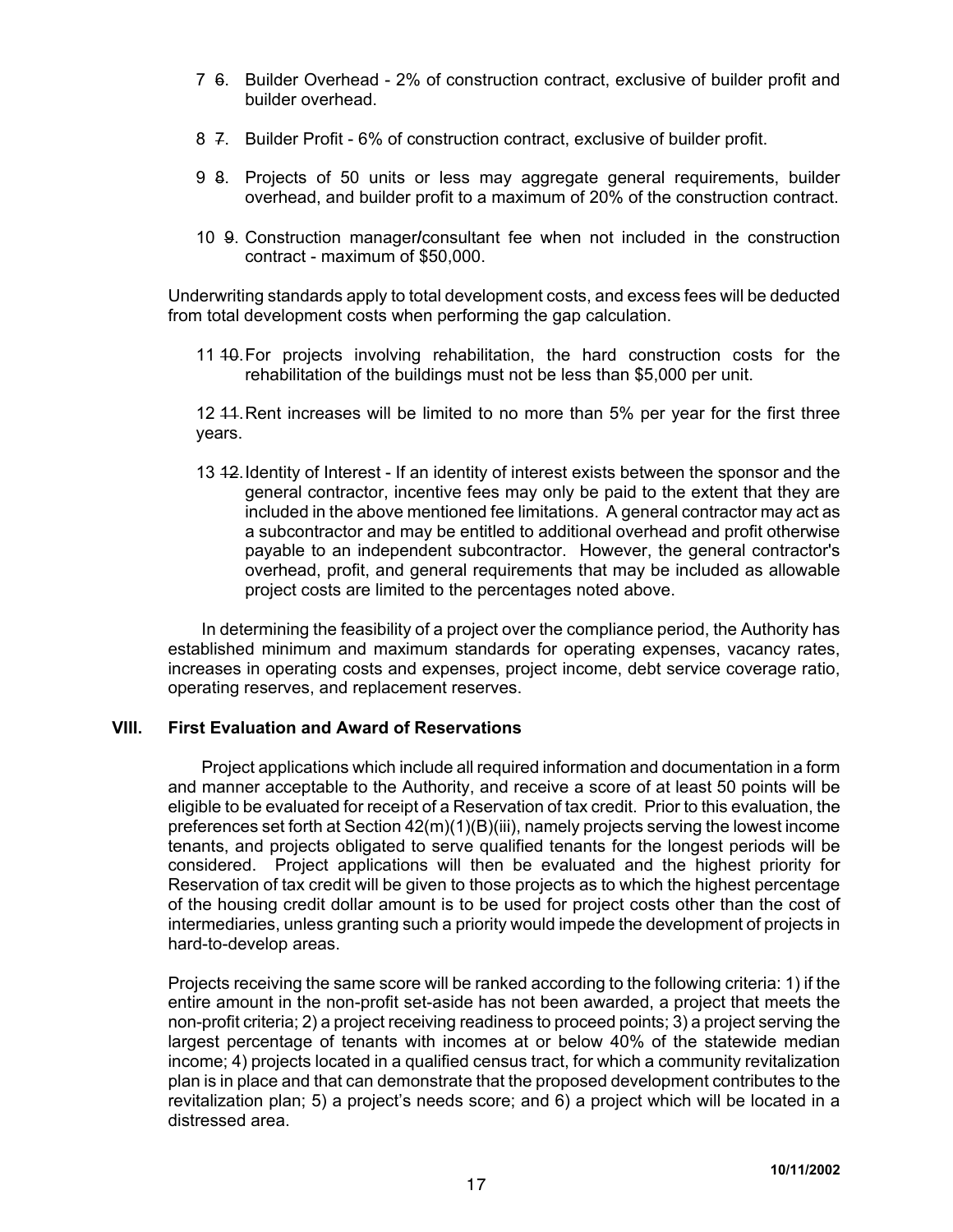7 ~~6~~. Builder Overhead - 2% of construction contract, exclusive of builder profit and builder overhead.

8 ~~7~~. Builder Profit - 6% of construction contract, exclusive of builder profit.

9 ~~8~~. Projects of 50 units or less may aggregate general requirements, builder overhead, and builder profit to a maximum of 20% of the construction contract.

10 ~~9~~. Construction manager/consultant fee when not included in the construction contract - maximum of $50,000.

Underwriting standards apply to total development costs, and excess fees will be deducted from total development costs when performing the gap calculation.

11 ~~10~~. For projects involving rehabilitation, the hard construction costs for the rehabilitation of the buildings must not be less than $5,000 per unit.

12 ~~11~~. Rent increases will be limited to no more than 5% per year for the first three years.

13 ~~12~~. Identity of Interest - If an identity of interest exists between the sponsor and the general contractor, incentive fees may only be paid to the extent that they are included in the above mentioned fee limitations. A general contractor may act as a subcontractor and may be entitled to additional overhead and profit otherwise payable to an independent subcontractor. However, the general contractor's overhead, profit, and general requirements that may be included as allowable project costs are limited to the percentages noted above.

In determining the feasibility of a project over the compliance period, the Authority has established minimum and maximum standards for operating expenses, vacancy rates, increases in operating costs and expenses, project income, debt service coverage ratio, operating reserves, and replacement reserves.

## VIII. First Evaluation and Award of Reservations

Project applications which include all required information and documentation in a form and manner acceptable to the Authority, and receive a score of at least 50 points will be eligible to be evaluated for receipt of a Reservation of tax credit. Prior to this evaluation, the preferences set forth at Section 42(m)(1)(B)(iii), namely projects serving the lowest income tenants, and projects obligated to serve qualified tenants for the longest periods will be considered. Project applications will then be evaluated and the highest priority for Reservation of tax credit will be given to those projects as to which the highest percentage of the housing credit dollar amount is to be used for project costs other than the cost of intermediaries, unless granting such a priority would impede the development of projects in hard-to-develop areas.

Projects receiving the same score will be ranked according to the following criteria: 1) if the entire amount in the non-profit set-aside has not been awarded, a project that meets the non-profit criteria; 2) a project receiving readiness to proceed points; 3) a project serving the largest percentage of tenants with incomes at or below 40% of the statewide median income; 4) projects located in a qualified census tract, for which a community revitalization plan is in place and that can demonstrate that the proposed development contributes to the revitalization plan; 5) a project's needs score; and 6) a project which will be located in a distressed area.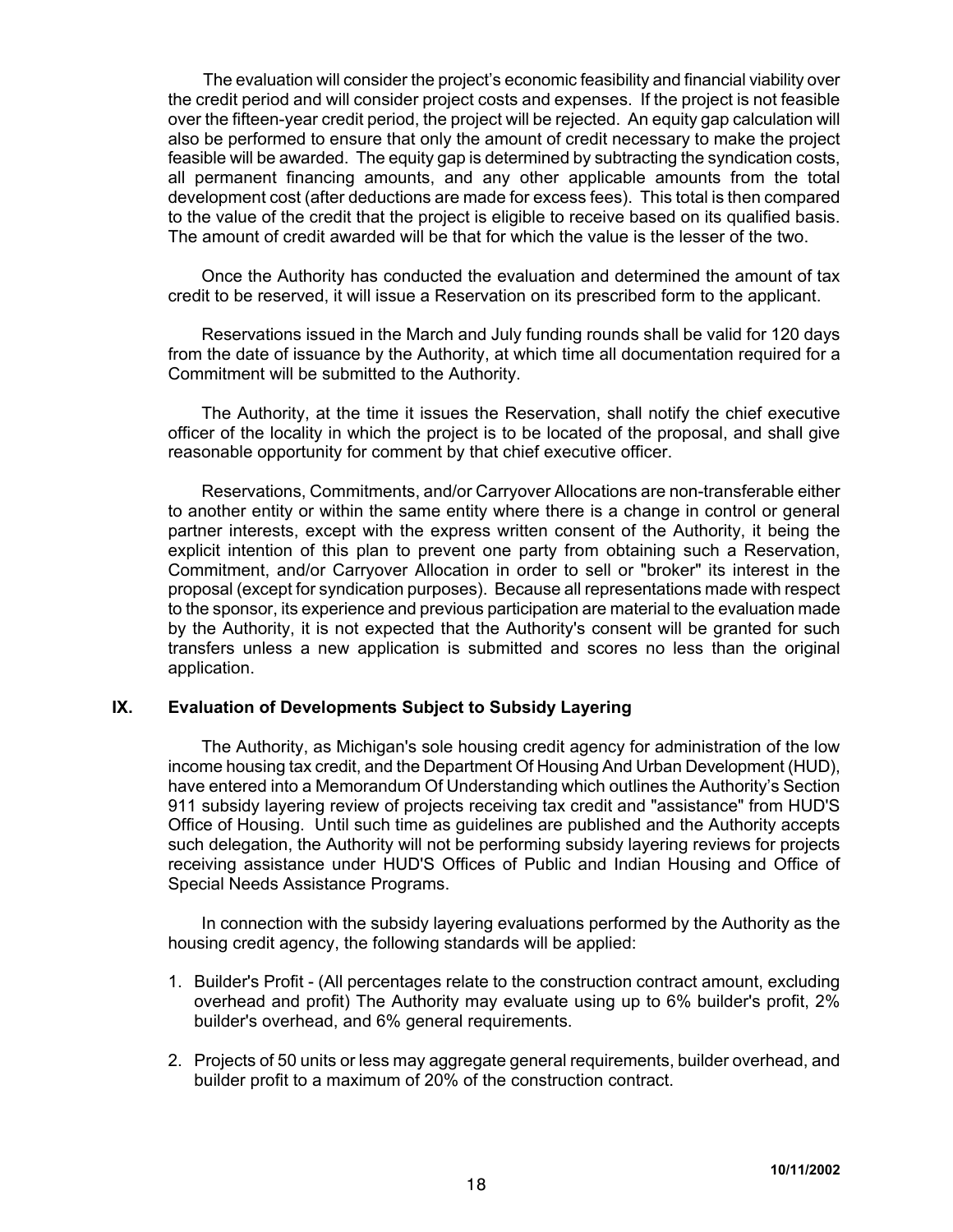The evaluation will consider the project's economic feasibility and financial viability over the credit period and will consider project costs and expenses. If the project is not feasible over the fifteen-year credit period, the project will be rejected. An equity gap calculation will also be performed to ensure that only the amount of credit necessary to make the project feasible will be awarded. The equity gap is determined by subtracting the syndication costs, all permanent financing amounts, and any other applicable amounts from the total development cost (after deductions are made for excess fees). This total is then compared to the value of the credit that the project is eligible to receive based on its qualified basis. The amount of credit awarded will be that for which the value is the lesser of the two.

Once the Authority has conducted the evaluation and determined the amount of tax credit to be reserved, it will issue a Reservation on its prescribed form to the applicant.

Reservations issued in the March and July funding rounds shall be valid for 120 days from the date of issuance by the Authority, at which time all documentation required for a Commitment will be submitted to the Authority.

The Authority, at the time it issues the Reservation, shall notify the chief executive officer of the locality in which the project is to be located of the proposal, and shall give reasonable opportunity for comment by that chief executive officer.

Reservations, Commitments, and/or Carryover Allocations are non-transferable either to another entity or within the same entity where there is a change in control or general partner interests, except with the express written consent of the Authority, it being the explicit intention of this plan to prevent one party from obtaining such a Reservation, Commitment, and/or Carryover Allocation in order to sell or "broker" its interest in the proposal (except for syndication purposes). Because all representations made with respect to the sponsor, its experience and previous participation are material to the evaluation made by the Authority, it is not expected that the Authority's consent will be granted for such transfers unless a new application is submitted and scores no less than the original application.

## IX. Evaluation of Developments Subject to Subsidy Layering

The Authority, as Michigan's sole housing credit agency for administration of the low income housing tax credit, and the Department Of Housing And Urban Development (HUD), have entered into a Memorandum Of Understanding which outlines the Authority's Section 911 subsidy layering review of projects receiving tax credit and "assistance" from HUD'S Office of Housing. Until such time as guidelines are published and the Authority accepts such delegation, the Authority will not be performing subsidy layering reviews for projects receiving assistance under HUD'S Offices of Public and Indian Housing and Office of Special Needs Assistance Programs.

In connection with the subsidy layering evaluations performed by the Authority as the housing credit agency, the following standards will be applied:

1. Builder's Profit - (All percentages relate to the construction contract amount, excluding overhead and profit) The Authority may evaluate using up to 6% builder's profit, 2% builder's overhead, and 6% general requirements.

2. Projects of 50 units or less may aggregate general requirements, builder overhead, and builder profit to a maximum of 20% of the construction contract.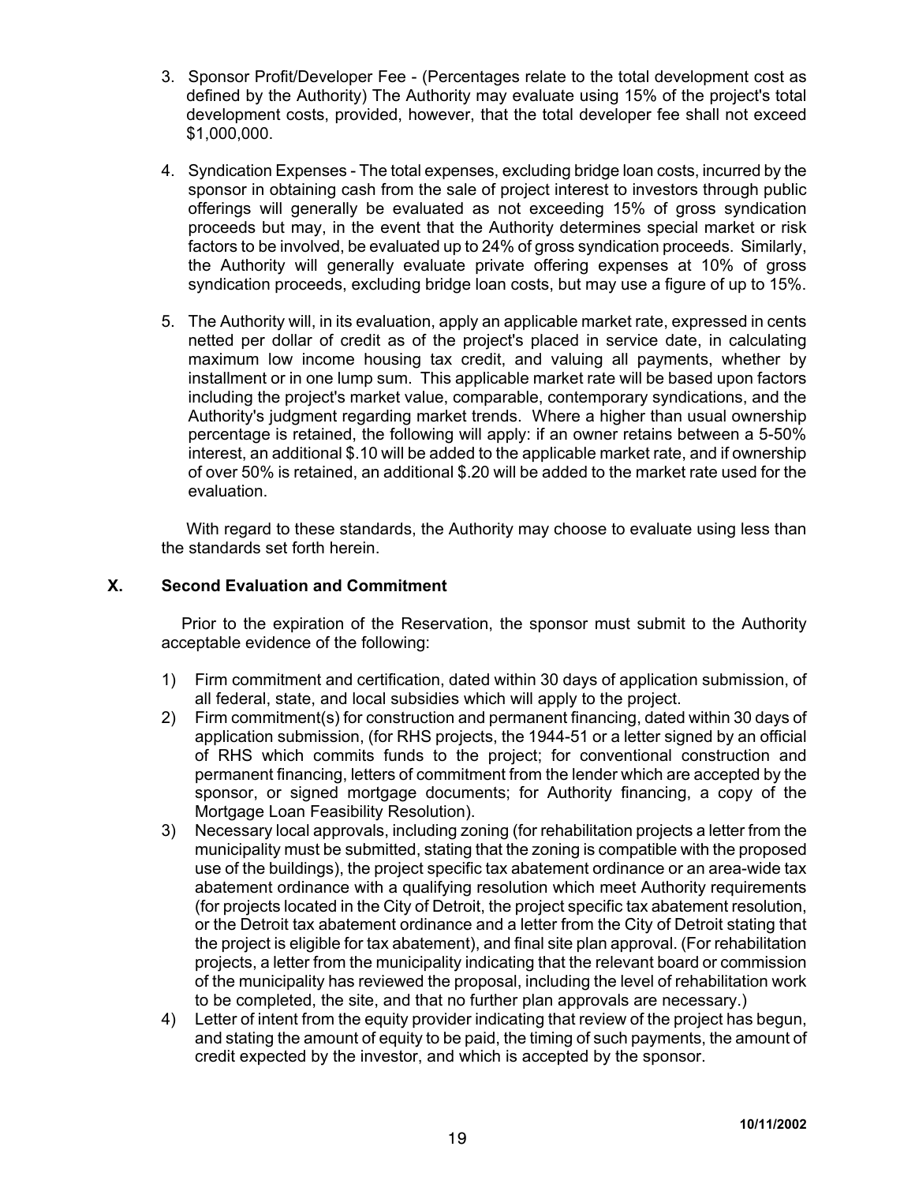3. Sponsor Profit/Developer Fee - (Percentages relate to the total development cost as defined by the Authority) The Authority may evaluate using 15% of the project's total development costs, provided, however, that the total developer fee shall not exceed $1,000,000.

4. Syndication Expenses - The total expenses, excluding bridge loan costs, incurred by the sponsor in obtaining cash from the sale of project interest to investors through public offerings will generally be evaluated as not exceeding 15% of gross syndication proceeds but may, in the event that the Authority determines special market or risk factors to be involved, be evaluated up to 24% of gross syndication proceeds. Similarly, the Authority will generally evaluate private offering expenses at 10% of gross syndication proceeds, excluding bridge loan costs, but may use a figure of up to 15%.

5. The Authority will, in its evaluation, apply an applicable market rate, expressed in cents netted per dollar of credit as of the project's placed in service date, in calculating maximum low income housing tax credit, and valuing all payments, whether by installment or in one lump sum. This applicable market rate will be based upon factors including the project's market value, comparable, contemporary syndications, and the Authority's judgment regarding market trends. Where a higher than usual ownership percentage is retained, the following will apply: if an owner retains between a 5-50% interest, an additional $.10 will be added to the applicable market rate, and if ownership of over 50% is retained, an additional $.20 will be added to the market rate used for the evaluation.

With regard to these standards, the Authority may choose to evaluate using less than the standards set forth herein.

## X. Second Evaluation and Commitment

Prior to the expiration of the Reservation, the sponsor must submit to the Authority acceptable evidence of the following:

1) Firm commitment and certification, dated within 30 days of application submission, of all federal, state, and local subsidies which will apply to the project.
2) Firm commitment(s) for construction and permanent financing, dated within 30 days of application submission, (for RHS projects, the 1944-51 or a letter signed by an official of RHS which commits funds to the project; for conventional construction and permanent financing, letters of commitment from the lender which are accepted by the sponsor, or signed mortgage documents; for Authority financing, a copy of the Mortgage Loan Feasibility Resolution).
3) Necessary local approvals, including zoning (for rehabilitation projects a letter from the municipality must be submitted, stating that the zoning is compatible with the proposed use of the buildings), the project specific tax abatement ordinance or an area-wide tax abatement ordinance with a qualifying resolution which meet Authority requirements (for projects located in the City of Detroit, the project specific tax abatement resolution, or the Detroit tax abatement ordinance and a letter from the City of Detroit stating that the project is eligible for tax abatement), and final site plan approval. (For rehabilitation projects, a letter from the municipality indicating that the relevant board or commission of the municipality has reviewed the proposal, including the level of rehabilitation work to be completed, the site, and that no further plan approvals are necessary.)
4) Letter of intent from the equity provider indicating that review of the project has begun, and stating the amount of equity to be paid, the timing of such payments, the amount of credit expected by the investor, and which is accepted by the sponsor.

10/11/2002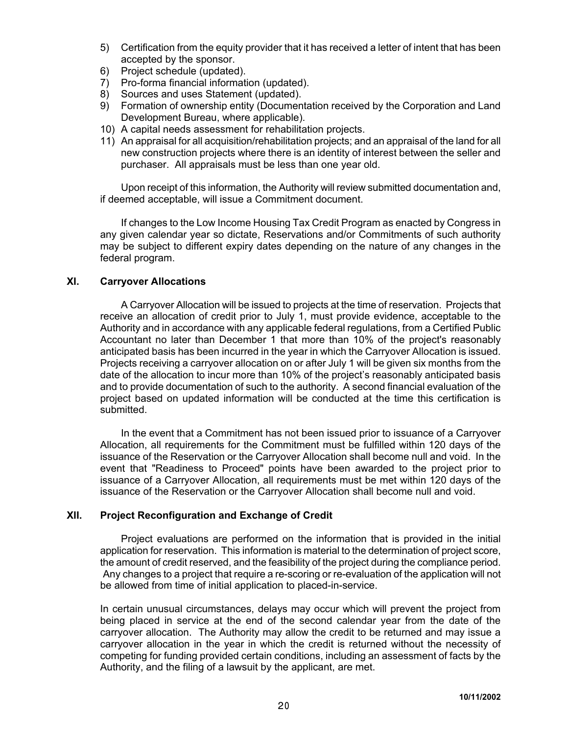5) Certification from the equity provider that it has received a letter of intent that has been accepted by the sponsor.
6) Project schedule (updated).
7) Pro-forma financial information (updated).
8) Sources and uses Statement (updated).
9) Formation of ownership entity (Documentation received by the Corporation and Land Development Bureau, where applicable).
10) A capital needs assessment for rehabilitation projects.
11) An appraisal for all acquisition/rehabilitation projects; and an appraisal of the land for all new construction projects where there is an identity of interest between the seller and purchaser. All appraisals must be less than one year old.

Upon receipt of this information, the Authority will review submitted documentation and, if deemed acceptable, will issue a Commitment document.

If changes to the Low Income Housing Tax Credit Program as enacted by Congress in any given calendar year so dictate, Reservations and/or Commitments of such authority may be subject to different expiry dates depending on the nature of any changes in the federal program.

## XI. Carryover Allocations

A Carryover Allocation will be issued to projects at the time of reservation. Projects that receive an allocation of credit prior to July 1, must provide evidence, acceptable to the Authority and in accordance with any applicable federal regulations, from a Certified Public Accountant no later than December 1 that more than 10% of the project's reasonably anticipated basis has been incurred in the year in which the Carryover Allocation is issued. Projects receiving a carryover allocation on or after July 1 will be given six months from the date of the allocation to incur more than 10% of the project's reasonably anticipated basis and to provide documentation of such to the authority. A second financial evaluation of the project based on updated information will be conducted at the time this certification is submitted.

In the event that a Commitment has not been issued prior to issuance of a Carryover Allocation, all requirements for the Commitment must be fulfilled within 120 days of the issuance of the Reservation or the Carryover Allocation shall become null and void. In the event that "Readiness to Proceed" points have been awarded to the project prior to issuance of a Carryover Allocation, all requirements must be met within 120 days of the issuance of the Reservation or the Carryover Allocation shall become null and void.

## XII. Project Reconfiguration and Exchange of Credit

Project evaluations are performed on the information that is provided in the initial application for reservation. This information is material to the determination of project score, the amount of credit reserved, and the feasibility of the project during the compliance period. Any changes to a project that require a re-scoring or re-evaluation of the application will not be allowed from time of initial application to placed-in-service.

In certain unusual circumstances, delays may occur which will prevent the project from being placed in service at the end of the second calendar year from the date of the carryover allocation. The Authority may allow the credit to be returned and may issue a carryover allocation in the year in which the credit is returned without the necessity of competing for funding provided certain conditions, including an assessment of facts by the Authority, and the filing of a lawsuit by the applicant, are met.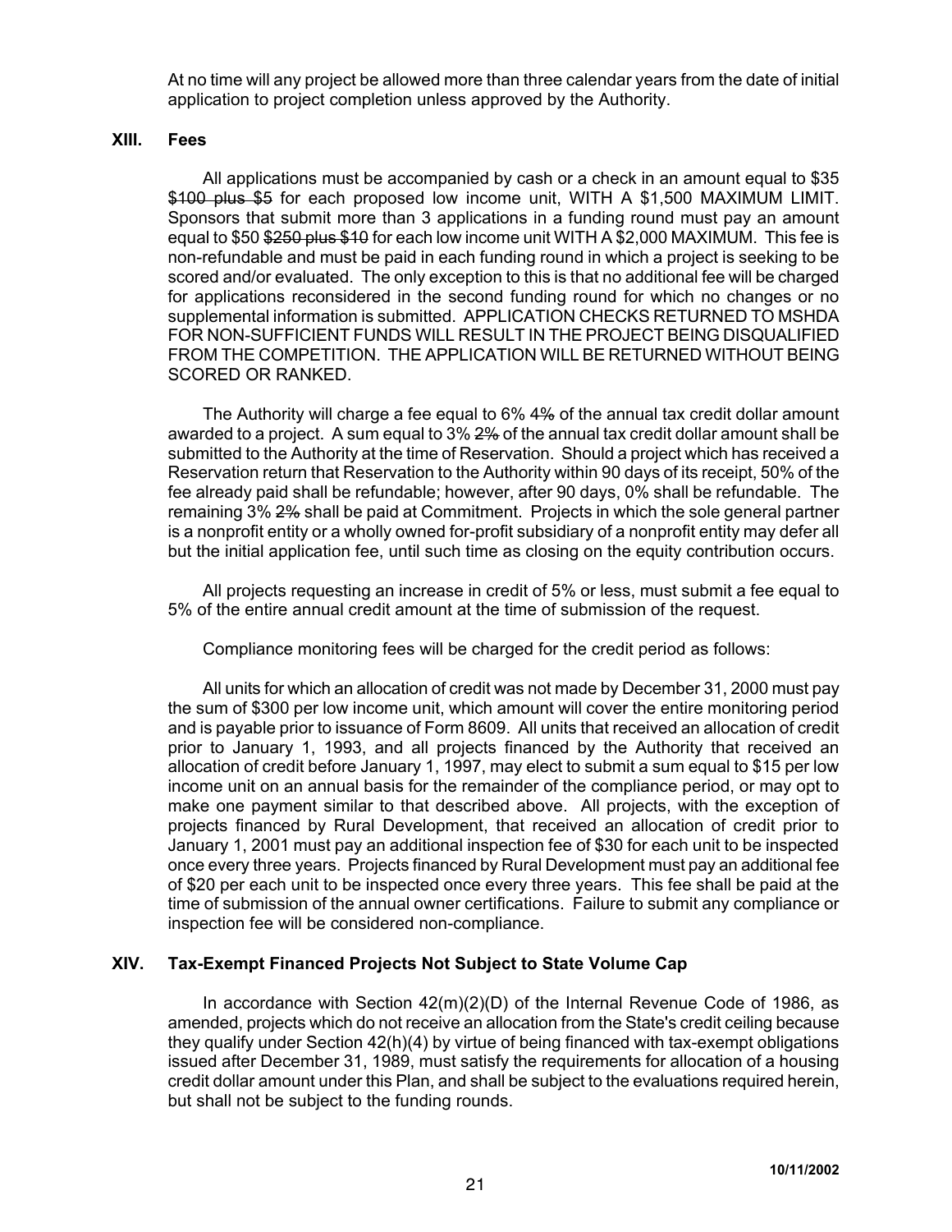At no time will any project be allowed more than three calendar years from the date of initial application to project completion unless approved by the Authority.

## XIII. Fees

All applications must be accompanied by cash or a check in an amount equal to $35 ~~$100 plus $5~~ for each proposed low income unit, WITH A $1,500 MAXIMUM LIMIT. Sponsors that submit more than 3 applications in a funding round must pay an amount equal to $50 ~~$250 plus $10~~ for each low income unit WITH A $2,000 MAXIMUM. This fee is non-refundable and must be paid in each funding round in which a project is seeking to be scored and/or evaluated. The only exception to this is that no additional fee will be charged for applications reconsidered in the second funding round for which no changes or no supplemental information is submitted. APPLICATION CHECKS RETURNED TO MSHDA FOR NON-SUFFICIENT FUNDS WILL RESULT IN THE PROJECT BEING DISQUALIFIED FROM THE COMPETITION. THE APPLICATION WILL BE RETURNED WITHOUT BEING SCORED OR RANKED.

The Authority will charge a fee equal to 6% ~~4%~~ of the annual tax credit dollar amount awarded to a project. A sum equal to 3% ~~2%~~ of the annual tax credit dollar amount shall be submitted to the Authority at the time of Reservation. Should a project which has received a Reservation return that Reservation to the Authority within 90 days of its receipt, 50% of the fee already paid shall be refundable; however, after 90 days, 0% shall be refundable. The remaining 3% ~~2%~~ shall be paid at Commitment. Projects in which the sole general partner is a nonprofit entity or a wholly owned for-profit subsidiary of a nonprofit entity may defer all but the initial application fee, until such time as closing on the equity contribution occurs.

All projects requesting an increase in credit of 5% or less, must submit a fee equal to 5% of the entire annual credit amount at the time of submission of the request.

Compliance monitoring fees will be charged for the credit period as follows:

All units for which an allocation of credit was not made by December 31, 2000 must pay the sum of $300 per low income unit, which amount will cover the entire monitoring period and is payable prior to issuance of Form 8609. All units that received an allocation of credit prior to January 1, 1993, and all projects financed by the Authority that received an allocation of credit before January 1, 1997, may elect to submit a sum equal to $15 per low income unit on an annual basis for the remainder of the compliance period, or may opt to make one payment similar to that described above. All projects, with the exception of projects financed by Rural Development, that received an allocation of credit prior to January 1, 2001 must pay an additional inspection fee of $30 for each unit to be inspected once every three years. Projects financed by Rural Development must pay an additional fee of $20 per each unit to be inspected once every three years. This fee shall be paid at the time of submission of the annual owner certifications. Failure to submit any compliance or inspection fee will be considered non-compliance.

## XIV. Tax-Exempt Financed Projects Not Subject to State Volume Cap

In accordance with Section 42(m)(2)(D) of the Internal Revenue Code of 1986, as amended, projects which do not receive an allocation from the State's credit ceiling because they qualify under Section 42(h)(4) by virtue of being financed with tax-exempt obligations issued after December 31, 1989, must satisfy the requirements for allocation of a housing credit dollar amount under this Plan, and shall be subject to the evaluations required herein, but shall not be subject to the funding rounds.

10/11/2002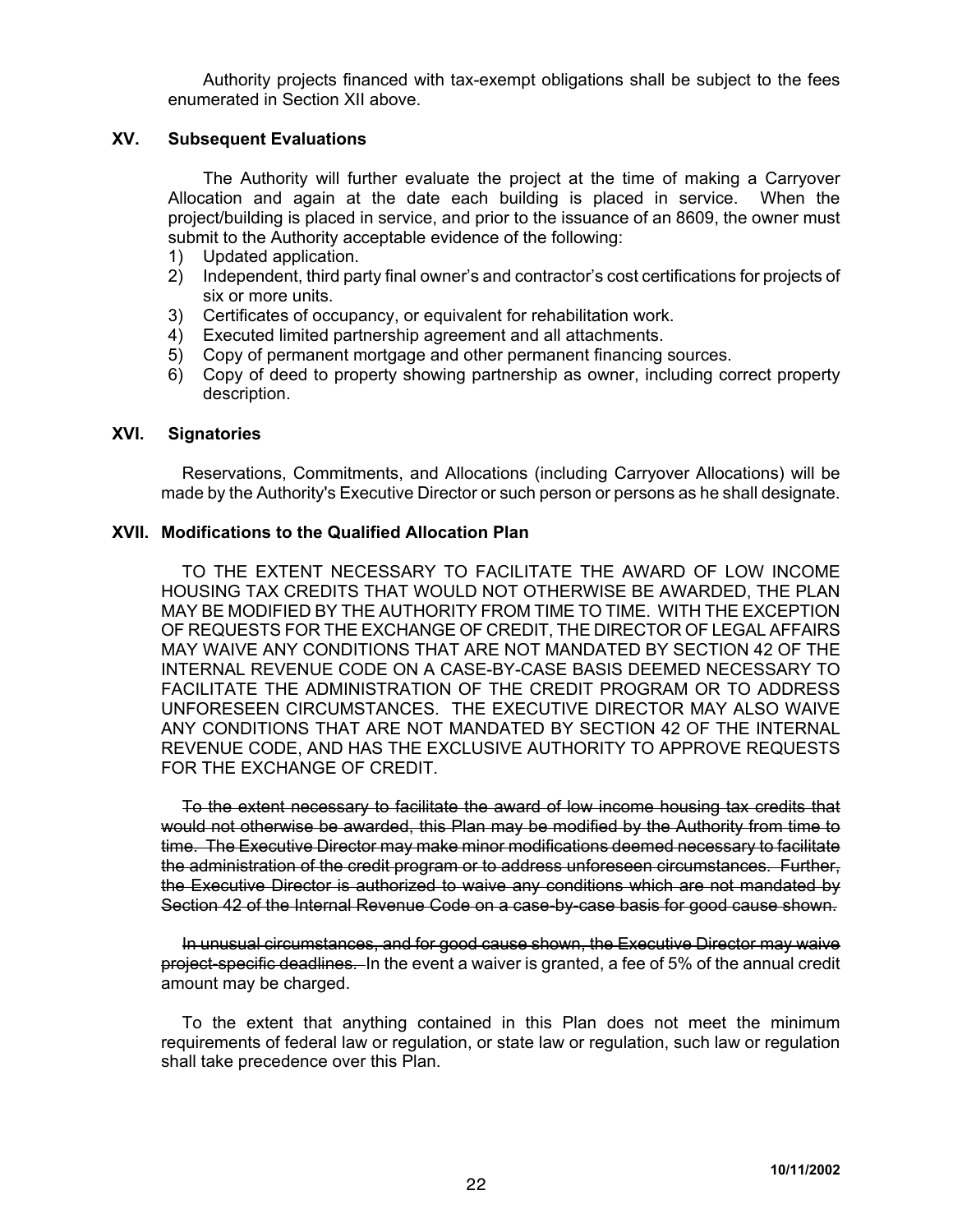Authority projects financed with tax-exempt obligations shall be subject to the fees enumerated in Section XII above.

## XV. Subsequent Evaluations

The Authority will further evaluate the project at the time of making a Carryover Allocation and again at the date each building is placed in service. When the project/building is placed in service, and prior to the issuance of an 8609, the owner must submit to the Authority acceptable evidence of the following:

1) Updated application.
2) Independent, third party final owner's and contractor's cost certifications for projects of six or more units.
3) Certificates of occupancy, or equivalent for rehabilitation work.
4) Executed limited partnership agreement and all attachments.
5) Copy of permanent mortgage and other permanent financing sources.
6) Copy of deed to property showing partnership as owner, including correct property description.

## XVI. Signatories

Reservations, Commitments, and Allocations (including Carryover Allocations) will be made by the Authority's Executive Director or such person or persons as he shall designate.

## XVII. Modifications to the Qualified Allocation Plan

TO THE EXTENT NECESSARY TO FACILITATE THE AWARD OF LOW INCOME HOUSING TAX CREDITS THAT WOULD NOT OTHERWISE BE AWARDED, THE PLAN MAY BE MODIFIED BY THE AUTHORITY FROM TIME TO TIME. WITH THE EXCEPTION OF REQUESTS FOR THE EXCHANGE OF CREDIT, THE DIRECTOR OF LEGAL AFFAIRS MAY WAIVE ANY CONDITIONS THAT ARE NOT MANDATED BY SECTION 42 OF THE INTERNAL REVENUE CODE ON A CASE-BY-CASE BASIS DEEMED NECESSARY TO FACILITATE THE ADMINISTRATION OF THE CREDIT PROGRAM OR TO ADDRESS UNFORESEEN CIRCUMSTANCES. THE EXECUTIVE DIRECTOR MAY ALSO WAIVE ANY CONDITIONS THAT ARE NOT MANDATED BY SECTION 42 OF THE INTERNAL REVENUE CODE, AND HAS THE EXCLUSIVE AUTHORITY TO APPROVE REQUESTS FOR THE EXCHANGE OF CREDIT.

~~To the extent necessary to facilitate the award of low income housing tax credits that would not otherwise be awarded, this Plan may be modified by the Authority from time to time. The Executive Director may make minor modifications deemed necessary to facilitate the administration of the credit program or to address unforeseen circumstances. Further, the Executive Director is authorized to waive any conditions which are not mandated by Section 42 of the Internal Revenue Code on a case-by-case basis for good cause shown.~~

~~In unusual circumstances, and for good cause shown, the Executive Director may waive project-specific deadlines.~~ In the event a waiver is granted, a fee of 5% of the annual credit amount may be charged.

To the extent that anything contained in this Plan does not meet the minimum requirements of federal law or regulation, or state law or regulation, such law or regulation shall take precedence over this Plan.

10/11/2002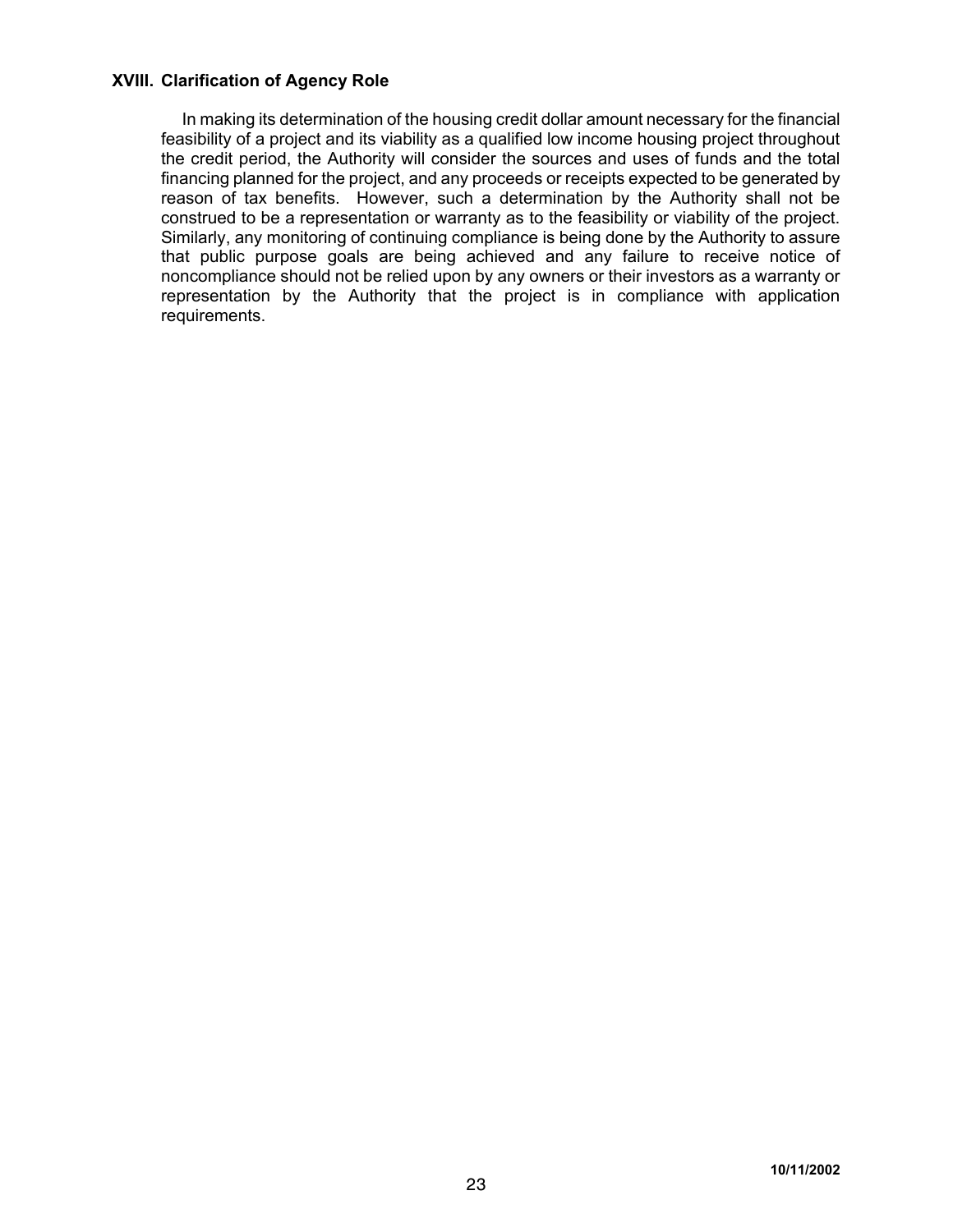## XVIII. Clarification of Agency Role

In making its determination of the housing credit dollar amount necessary for the financial feasibility of a project and its viability as a qualified low income housing project throughout the credit period, the Authority will consider the sources and uses of funds and the total financing planned for the project, and any proceeds or receipts expected to be generated by reason of tax benefits. However, such a determination by the Authority shall not be construed to be a representation or warranty as to the feasibility or viability of the project. Similarly, any monitoring of continuing compliance is being done by the Authority to assure that public purpose goals are being achieved and any failure to receive notice of noncompliance should not be relied upon by any owners or their investors as a warranty or representation by the Authority that the project is in compliance with application requirements.